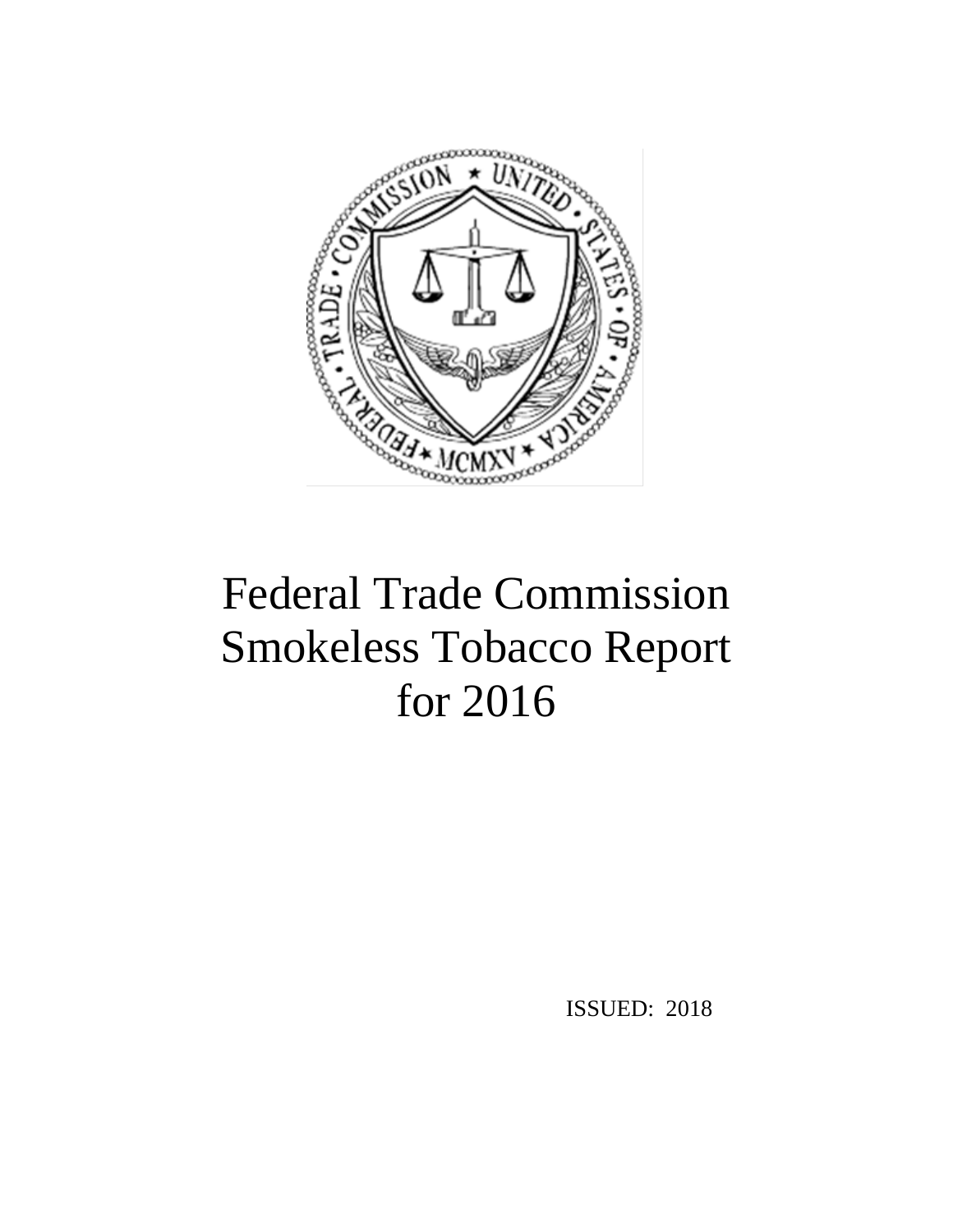# Federal Trade Commission Smokeless Tobacco Report for 2016

ISSUED: 2018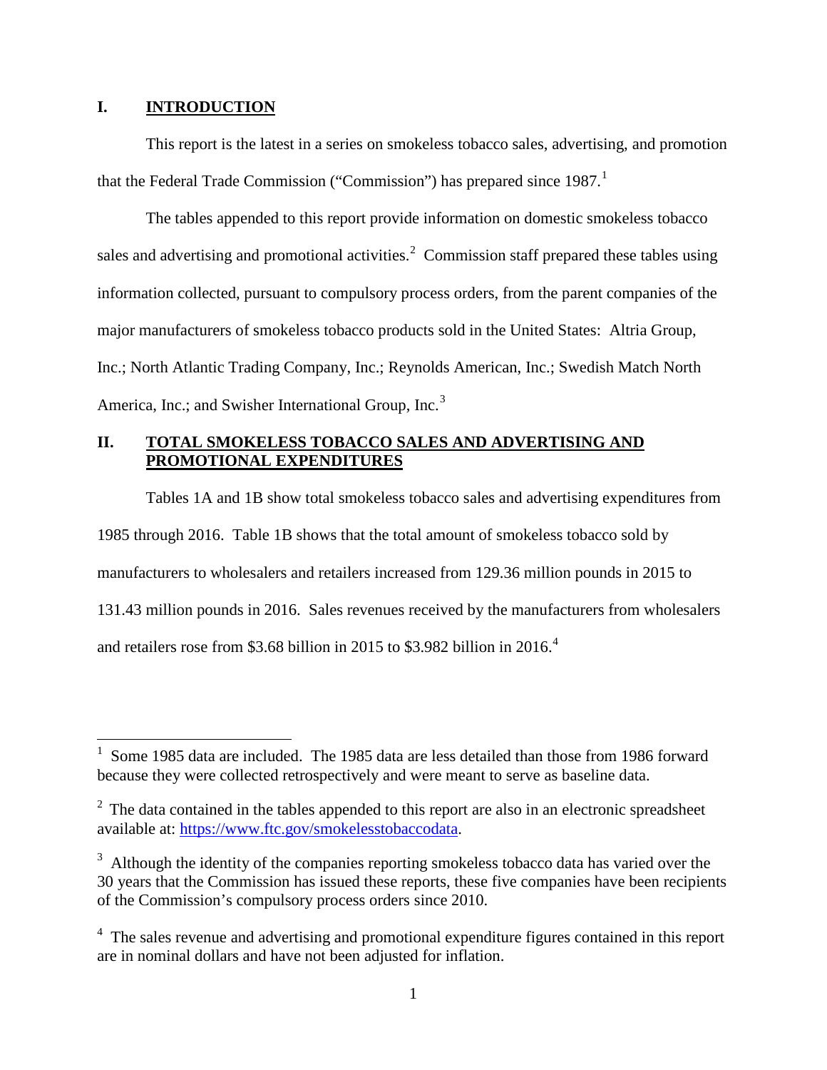## I. INTRODUCTION

This report is the latest in a series on smokeless tobacco sales, advertising, and promotion that the Federal Trade Commission ("Commission") has prepared since 1987.[1]

The tables appended to this report provide information on domestic smokeless tobacco sales and advertising and promotional activities.[2] Commission staff prepared these tables using information collected, pursuant to compulsory process orders, from the parent companies of the major manufacturers of smokeless tobacco products sold in the United States: Altria Group, Inc.; North Atlantic Trading Company, Inc.; Reynolds American, Inc.; Swedish Match North America, Inc.; and Swisher International Group, Inc.[3]

## II. TOTAL SMOKELESS TOBACCO SALES AND ADVERTISING AND PROMOTIONAL EXPENDITURES

Tables 1A and 1B show total smokeless tobacco sales and advertising expenditures from 1985 through 2016. Table 1B shows that the total amount of smokeless tobacco sold by manufacturers to wholesalers and retailers increased from 129.36 million pounds in 2015 to 131.43 million pounds in 2016. Sales revenues received by the manufacturers from wholesalers and retailers rose from $3.68 billion in 2015 to $3.982 billion in 2016.[4]

---

[1] Some 1985 data are included. The 1985 data are less detailed than those from 1986 forward because they were collected retrospectively and were meant to serve as baseline data.

[2] The data contained in the tables appended to this report are also in an electronic spreadsheet available at: https://www.ftc.gov/smokelesstobaccodata.

[3] Although the identity of the companies reporting smokeless tobacco data has varied over the 30 years that the Commission has issued these reports, these five companies have been recipients of the Commission's compulsory process orders since 2010.

[4] The sales revenue and advertising and promotional expenditure figures contained in this report are in nominal dollars and have not been adjusted for inflation.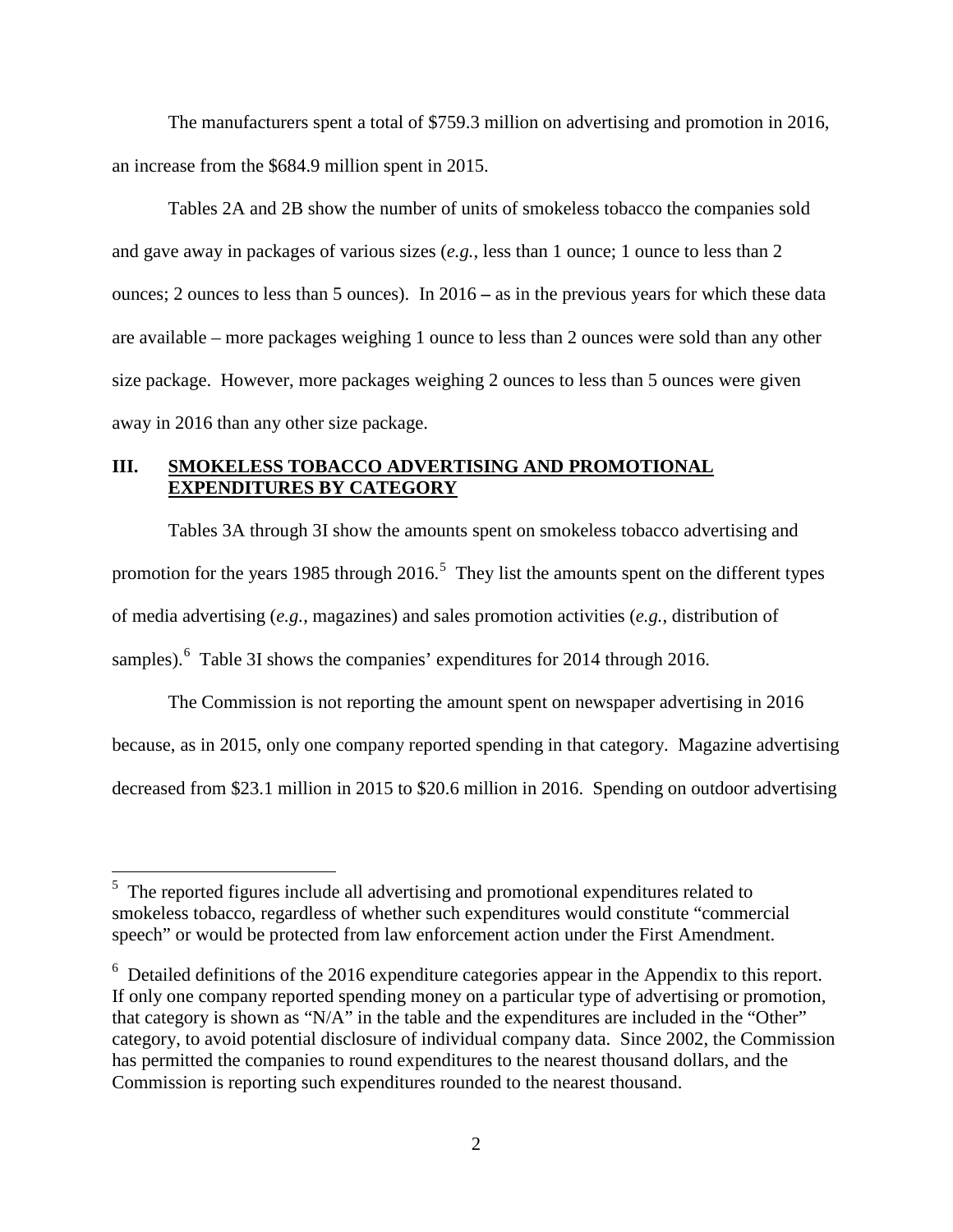The manufacturers spent a total of $759.3 million on advertising and promotion in 2016, an increase from the $684.9 million spent in 2015.

Tables 2A and 2B show the number of units of smokeless tobacco the companies sold and gave away in packages of various sizes (*e.g.*, less than 1 ounce; 1 ounce to less than 2 ounces; 2 ounces to less than 5 ounces). In 2016 **–** as in the previous years for which these data are available – more packages weighing 1 ounce to less than 2 ounces were sold than any other size package. However, more packages weighing 2 ounces to less than 5 ounces were given away in 2016 than any other size package.

## III. SMOKELESS TOBACCO ADVERTISING AND PROMOTIONAL EXPENDITURES BY CATEGORY

Tables 3A through 3I show the amounts spent on smokeless tobacco advertising and promotion for the years 1985 through 2016.[5] They list the amounts spent on the different types of media advertising (*e.g.*, magazines) and sales promotion activities (*e.g.*, distribution of samples).[6] Table 3I shows the companies' expenditures for 2014 through 2016.

The Commission is not reporting the amount spent on newspaper advertising in 2016 because, as in 2015, only one company reported spending in that category. Magazine advertising decreased from $23.1 million in 2015 to $20.6 million in 2016. Spending on outdoor advertising

---

[5] The reported figures include all advertising and promotional expenditures related to smokeless tobacco, regardless of whether such expenditures would constitute "commercial speech" or would be protected from law enforcement action under the First Amendment.

[6] Detailed definitions of the 2016 expenditure categories appear in the Appendix to this report. If only one company reported spending money on a particular type of advertising or promotion, that category is shown as "N/A" in the table and the expenditures are included in the "Other" category, to avoid potential disclosure of individual company data. Since 2002, the Commission has permitted the companies to round expenditures to the nearest thousand dollars, and the Commission is reporting such expenditures rounded to the nearest thousand.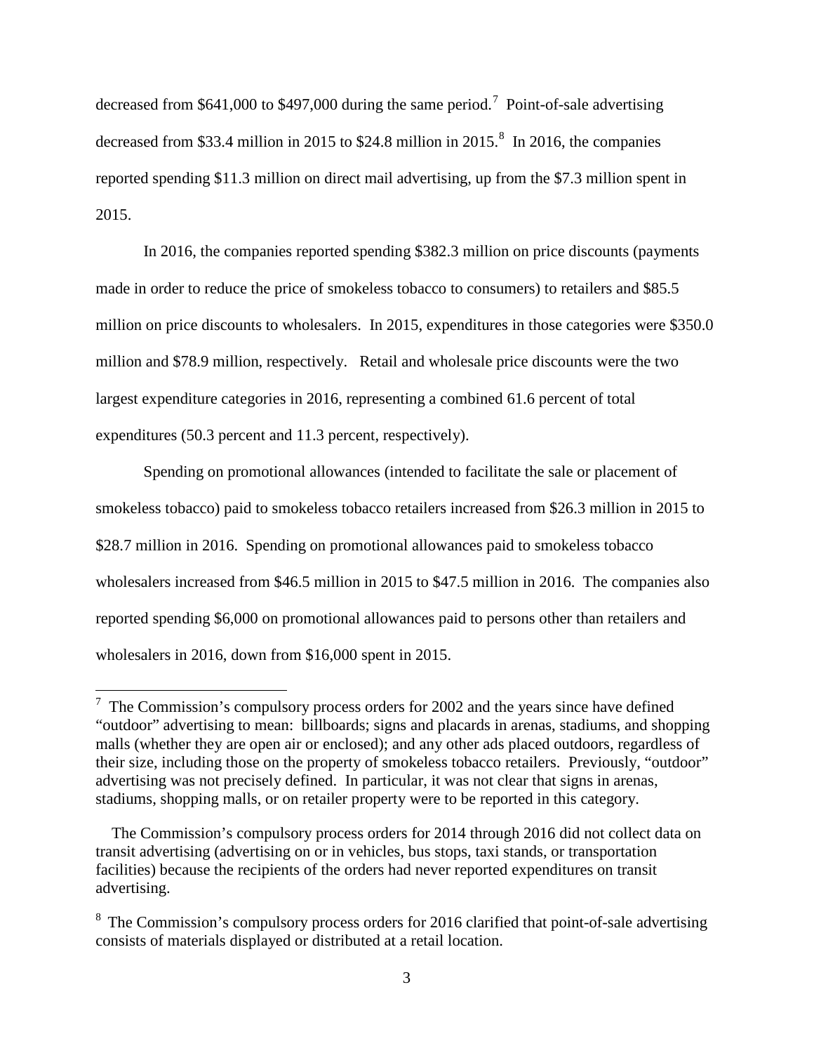decreased from $641,000 to $497,000 during the same period.[7] Point-of-sale advertising decreased from $33.4 million in 2015 to $24.8 million in 2015.[8] In 2016, the companies reported spending $11.3 million on direct mail advertising, up from the $7.3 million spent in 2015.

In 2016, the companies reported spending $382.3 million on price discounts (payments made in order to reduce the price of smokeless tobacco to consumers) to retailers and $85.5 million on price discounts to wholesalers. In 2015, expenditures in those categories were $350.0 million and $78.9 million, respectively. Retail and wholesale price discounts were the two largest expenditure categories in 2016, representing a combined 61.6 percent of total expenditures (50.3 percent and 11.3 percent, respectively).

Spending on promotional allowances (intended to facilitate the sale or placement of smokeless tobacco) paid to smokeless tobacco retailers increased from $26.3 million in 2015 to $28.7 million in 2016. Spending on promotional allowances paid to smokeless tobacco wholesalers increased from $46.5 million in 2015 to $47.5 million in 2016. The companies also reported spending $6,000 on promotional allowances paid to persons other than retailers and wholesalers in 2016, down from $16,000 spent in 2015.

---

[7] The Commission's compulsory process orders for 2002 and the years since have defined "outdoor" advertising to mean: billboards; signs and placards in arenas, stadiums, and shopping malls (whether they are open air or enclosed); and any other ads placed outdoors, regardless of their size, including those on the property of smokeless tobacco retailers. Previously, "outdoor" advertising was not precisely defined. In particular, it was not clear that signs in arenas, stadiums, shopping malls, or on retailer property were to be reported in this category.

The Commission's compulsory process orders for 2014 through 2016 did not collect data on transit advertising (advertising on or in vehicles, bus stops, taxi stands, or transportation facilities) because the recipients of the orders had never reported expenditures on transit advertising.

[8] The Commission's compulsory process orders for 2016 clarified that point-of-sale advertising consists of materials displayed or distributed at a retail location.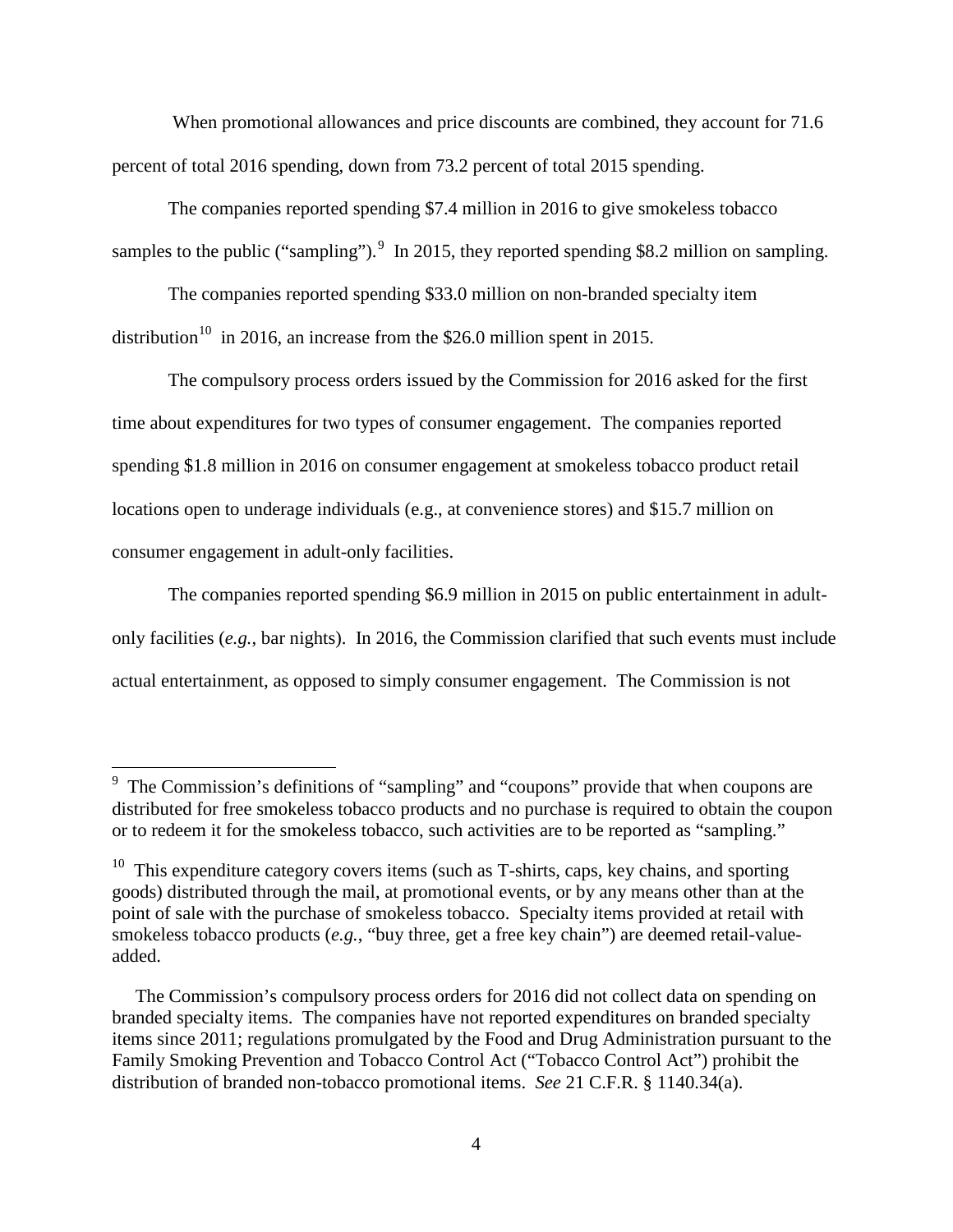When promotional allowances and price discounts are combined, they account for 71.6 percent of total 2016 spending, down from 73.2 percent of total 2015 spending.

The companies reported spending $7.4 million in 2016 to give smokeless tobacco samples to the public ("sampling").[9] In 2015, they reported spending $8.2 million on sampling.

The companies reported spending $33.0 million on non-branded specialty item distribution[10] in 2016, an increase from the $26.0 million spent in 2015.

The compulsory process orders issued by the Commission for 2016 asked for the first time about expenditures for two types of consumer engagement. The companies reported spending $1.8 million in 2016 on consumer engagement at smokeless tobacco product retail locations open to underage individuals (e.g., at convenience stores) and $15.7 million on consumer engagement in adult-only facilities.

The companies reported spending $6.9 million in 2015 on public entertainment in adult-only facilities (*e.g.*, bar nights). In 2016, the Commission clarified that such events must include actual entertainment, as opposed to simply consumer engagement. The Commission is not

---

[9] The Commission's definitions of "sampling" and "coupons" provide that when coupons are distributed for free smokeless tobacco products and no purchase is required to obtain the coupon or to redeem it for the smokeless tobacco, such activities are to be reported as "sampling."

[10] This expenditure category covers items (such as T-shirts, caps, key chains, and sporting goods) distributed through the mail, at promotional events, or by any means other than at the point of sale with the purchase of smokeless tobacco. Specialty items provided at retail with smokeless tobacco products (*e.g.*, "buy three, get a free key chain") are deemed retail-value-added.

The Commission's compulsory process orders for 2016 did not collect data on spending on branded specialty items. The companies have not reported expenditures on branded specialty items since 2011; regulations promulgated by the Food and Drug Administration pursuant to the Family Smoking Prevention and Tobacco Control Act ("Tobacco Control Act") prohibit the distribution of branded non-tobacco promotional items. *See* 21 C.F.R. § 1140.34(a).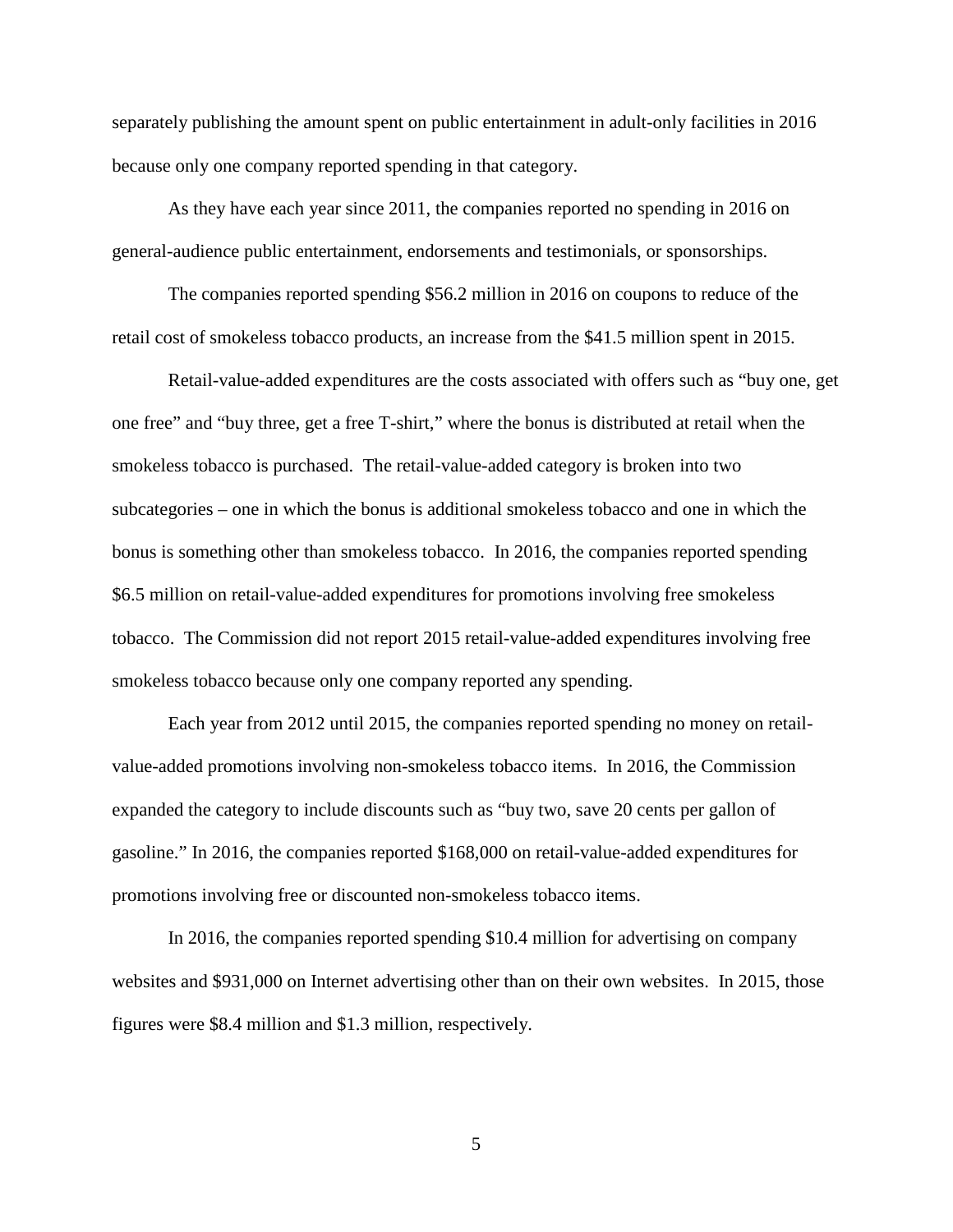separately publishing the amount spent on public entertainment in adult-only facilities in 2016 because only one company reported spending in that category.

As they have each year since 2011, the companies reported no spending in 2016 on general-audience public entertainment, endorsements and testimonials, or sponsorships.

The companies reported spending $56.2 million in 2016 on coupons to reduce of the retail cost of smokeless tobacco products, an increase from the $41.5 million spent in 2015.

Retail-value-added expenditures are the costs associated with offers such as "buy one, get one free" and "buy three, get a free T-shirt," where the bonus is distributed at retail when the smokeless tobacco is purchased. The retail-value-added category is broken into two subcategories – one in which the bonus is additional smokeless tobacco and one in which the bonus is something other than smokeless tobacco. In 2016, the companies reported spending $6.5 million on retail-value-added expenditures for promotions involving free smokeless tobacco. The Commission did not report 2015 retail-value-added expenditures involving free smokeless tobacco because only one company reported any spending.

Each year from 2012 until 2015, the companies reported spending no money on retail-value-added promotions involving non-smokeless tobacco items. In 2016, the Commission expanded the category to include discounts such as "buy two, save 20 cents per gallon of gasoline." In 2016, the companies reported $168,000 on retail-value-added expenditures for promotions involving free or discounted non-smokeless tobacco items.

In 2016, the companies reported spending $10.4 million for advertising on company websites and $931,000 on Internet advertising other than on their own websites. In 2015, those figures were $8.4 million and $1.3 million, respectively.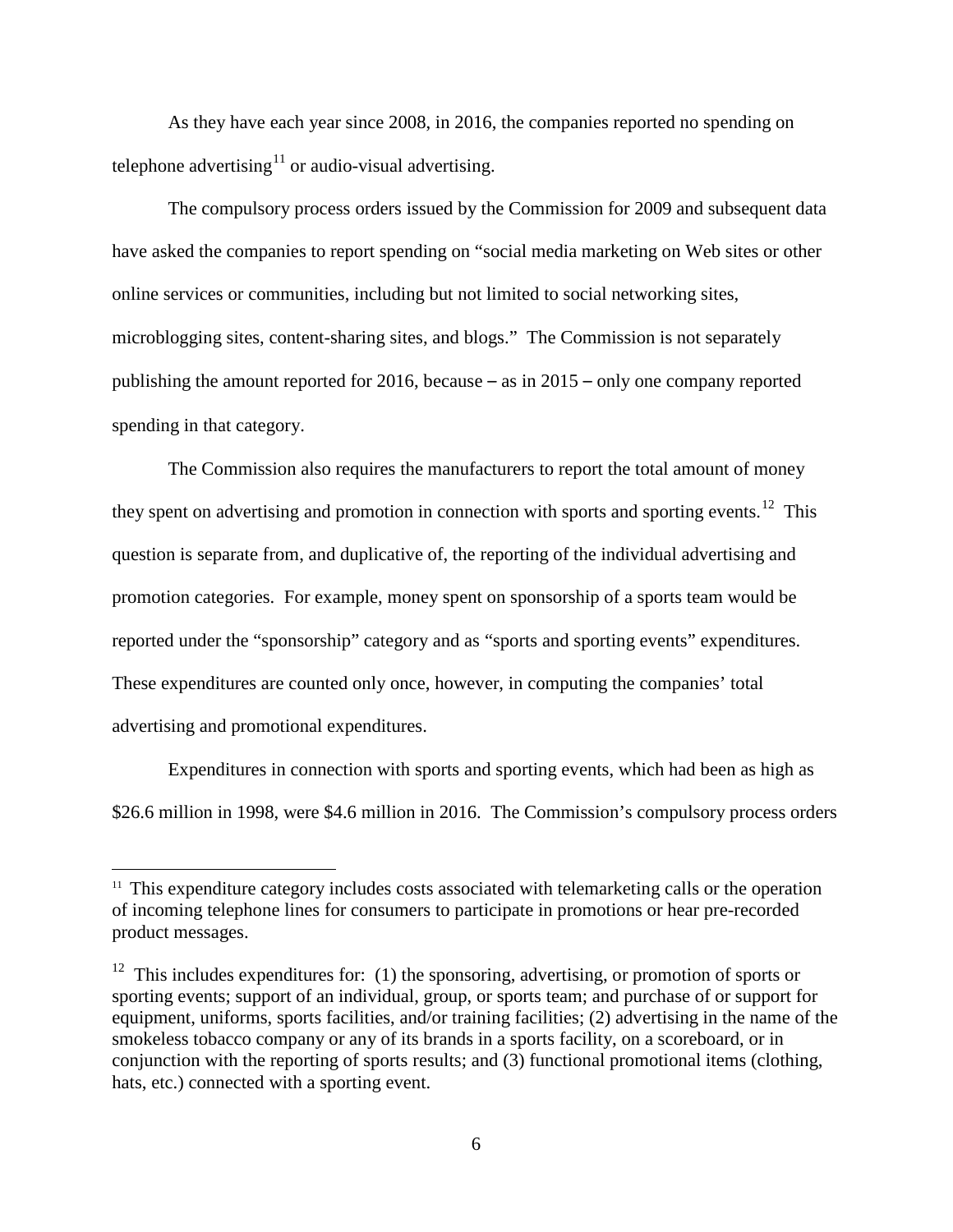As they have each year since 2008, in 2016, the companies reported no spending on telephone advertising[11] or audio-visual advertising.

The compulsory process orders issued by the Commission for 2009 and subsequent data have asked the companies to report spending on "social media marketing on Web sites or other online services or communities, including but not limited to social networking sites, microblogging sites, content-sharing sites, and blogs." The Commission is not separately publishing the amount reported for 2016, because – as in 2015 – only one company reported spending in that category.

The Commission also requires the manufacturers to report the total amount of money they spent on advertising and promotion in connection with sports and sporting events.[12] This question is separate from, and duplicative of, the reporting of the individual advertising and promotion categories. For example, money spent on sponsorship of a sports team would be reported under the "sponsorship" category and as "sports and sporting events" expenditures. These expenditures are counted only once, however, in computing the companies' total advertising and promotional expenditures.

Expenditures in connection with sports and sporting events, which had been as high as $26.6 million in 1998, were $4.6 million in 2016. The Commission's compulsory process orders

---

[11] This expenditure category includes costs associated with telemarketing calls or the operation of incoming telephone lines for consumers to participate in promotions or hear pre-recorded product messages.

[12] This includes expenditures for: (1) the sponsoring, advertising, or promotion of sports or sporting events; support of an individual, group, or sports team; and purchase of or support for equipment, uniforms, sports facilities, and/or training facilities; (2) advertising in the name of the smokeless tobacco company or any of its brands in a sports facility, on a scoreboard, or in conjunction with the reporting of sports results; and (3) functional promotional items (clothing, hats, etc.) connected with a sporting event.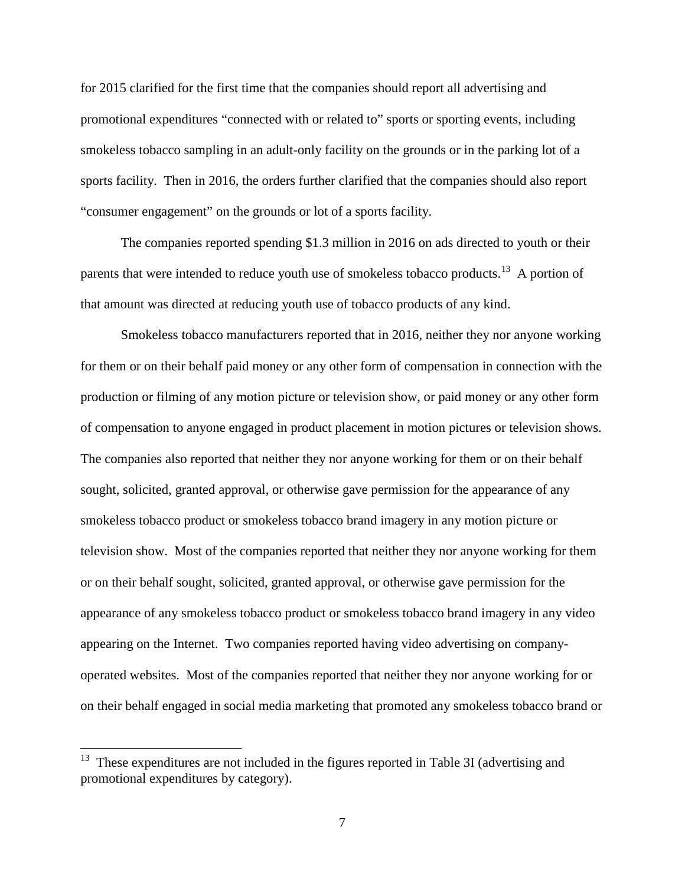for 2015 clarified for the first time that the companies should report all advertising and promotional expenditures "connected with or related to" sports or sporting events, including smokeless tobacco sampling in an adult-only facility on the grounds or in the parking lot of a sports facility. Then in 2016, the orders further clarified that the companies should also report "consumer engagement" on the grounds or lot of a sports facility.

The companies reported spending $1.3 million in 2016 on ads directed to youth or their parents that were intended to reduce youth use of smokeless tobacco products.[13] A portion of that amount was directed at reducing youth use of tobacco products of any kind.

Smokeless tobacco manufacturers reported that in 2016, neither they nor anyone working for them or on their behalf paid money or any other form of compensation in connection with the production or filming of any motion picture or television show, or paid money or any other form of compensation to anyone engaged in product placement in motion pictures or television shows. The companies also reported that neither they nor anyone working for them or on their behalf sought, solicited, granted approval, or otherwise gave permission for the appearance of any smokeless tobacco product or smokeless tobacco brand imagery in any motion picture or television show. Most of the companies reported that neither they nor anyone working for them or on their behalf sought, solicited, granted approval, or otherwise gave permission for the appearance of any smokeless tobacco product or smokeless tobacco brand imagery in any video appearing on the Internet. Two companies reported having video advertising on company-operated websites. Most of the companies reported that neither they nor anyone working for or on their behalf engaged in social media marketing that promoted any smokeless tobacco brand or

[13] These expenditures are not included in the figures reported in Table 3I (advertising and promotional expenditures by category).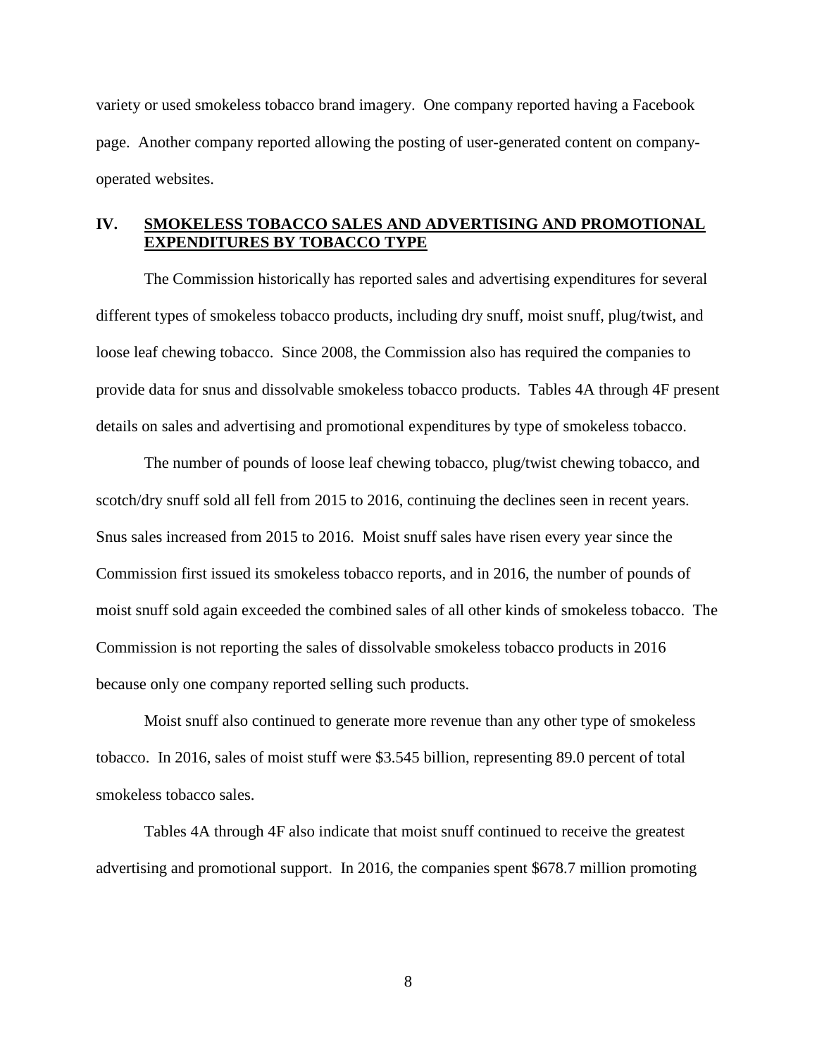variety or used smokeless tobacco brand imagery. One company reported having a Facebook page. Another company reported allowing the posting of user-generated content on company-operated websites.

## IV. SMOKELESS TOBACCO SALES AND ADVERTISING AND PROMOTIONAL EXPENDITURES BY TOBACCO TYPE

The Commission historically has reported sales and advertising expenditures for several different types of smokeless tobacco products, including dry snuff, moist snuff, plug/twist, and loose leaf chewing tobacco. Since 2008, the Commission also has required the companies to provide data for snus and dissolvable smokeless tobacco products. Tables 4A through 4F present details on sales and advertising and promotional expenditures by type of smokeless tobacco.

The number of pounds of loose leaf chewing tobacco, plug/twist chewing tobacco, and scotch/dry snuff sold all fell from 2015 to 2016, continuing the declines seen in recent years. Snus sales increased from 2015 to 2016. Moist snuff sales have risen every year since the Commission first issued its smokeless tobacco reports, and in 2016, the number of pounds of moist snuff sold again exceeded the combined sales of all other kinds of smokeless tobacco. The Commission is not reporting the sales of dissolvable smokeless tobacco products in 2016 because only one company reported selling such products.

Moist snuff also continued to generate more revenue than any other type of smokeless tobacco. In 2016, sales of moist stuff were $3.545 billion, representing 89.0 percent of total smokeless tobacco sales.

Tables 4A through 4F also indicate that moist snuff continued to receive the greatest advertising and promotional support. In 2016, the companies spent $678.7 million promoting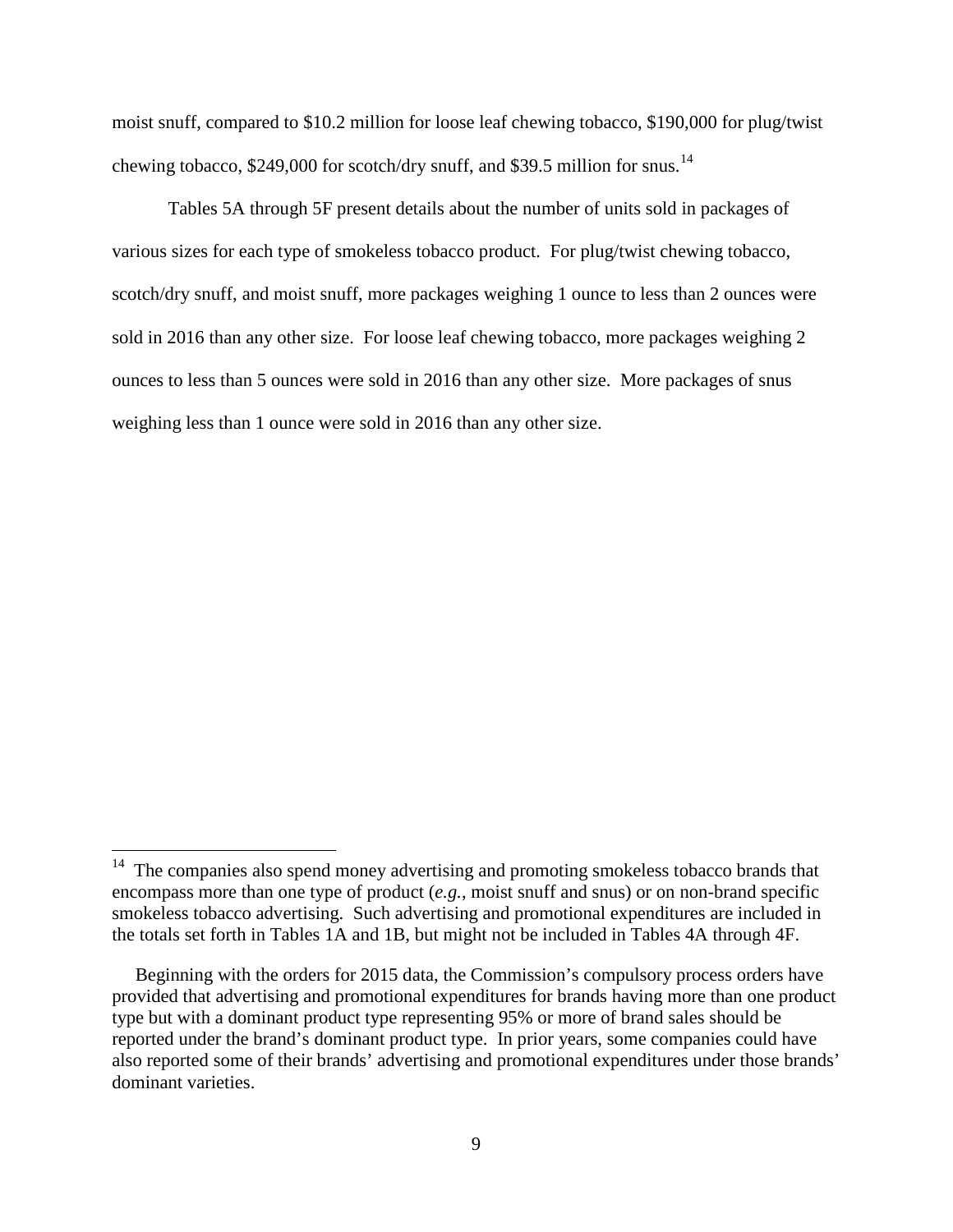moist snuff, compared to $10.2 million for loose leaf chewing tobacco, $190,000 for plug/twist chewing tobacco, $249,000 for scotch/dry snuff, and $39.5 million for snus.[14]

Tables 5A through 5F present details about the number of units sold in packages of various sizes for each type of smokeless tobacco product. For plug/twist chewing tobacco, scotch/dry snuff, and moist snuff, more packages weighing 1 ounce to less than 2 ounces were sold in 2016 than any other size. For loose leaf chewing tobacco, more packages weighing 2 ounces to less than 5 ounces were sold in 2016 than any other size. More packages of snus weighing less than 1 ounce were sold in 2016 than any other size.

---

[14] The companies also spend money advertising and promoting smokeless tobacco brands that encompass more than one type of product (*e.g.*, moist snuff and snus) or on non-brand specific smokeless tobacco advertising. Such advertising and promotional expenditures are included in the totals set forth in Tables 1A and 1B, but might not be included in Tables 4A through 4F.

Beginning with the orders for 2015 data, the Commission's compulsory process orders have provided that advertising and promotional expenditures for brands having more than one product type but with a dominant product type representing 95% or more of brand sales should be reported under the brand's dominant product type. In prior years, some companies could have also reported some of their brands' advertising and promotional expenditures under those brands' dominant varieties.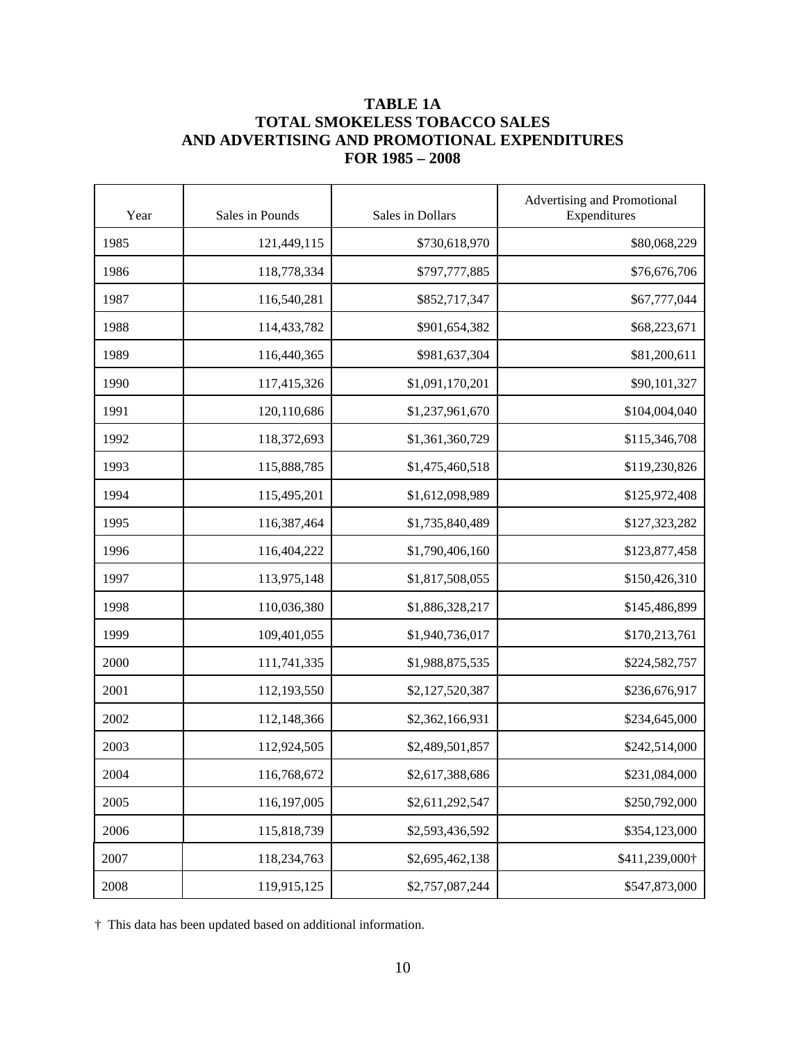## TABLE 1A
## TOTAL SMOKELESS TOBACCO SALES AND ADVERTISING AND PROMOTIONAL EXPENDITURES FOR 1985 – 2008

| Year | Sales in Pounds | Sales in Dollars | Advertising and Promotional Expenditures |
|---|---|---|---|
| 1985 | 121,449,115 | $730,618,970 | $80,068,229 |
| 1986 | 118,778,334 | $797,777,885 | $76,676,706 |
| 1987 | 116,540,281 | $852,717,347 | $67,777,044 |
| 1988 | 114,433,782 | $901,654,382 | $68,223,671 |
| 1989 | 116,440,365 | $981,637,304 | $81,200,611 |
| 1990 | 117,415,326 | $1,091,170,201 | $90,101,327 |
| 1991 | 120,110,686 | $1,237,961,670 | $104,004,040 |
| 1992 | 118,372,693 | $1,361,360,729 | $115,346,708 |
| 1993 | 115,888,785 | $1,475,460,518 | $119,230,826 |
| 1994 | 115,495,201 | $1,612,098,989 | $125,972,408 |
| 1995 | 116,387,464 | $1,735,840,489 | $127,323,282 |
| 1996 | 116,404,222 | $1,790,406,160 | $123,877,458 |
| 1997 | 113,975,148 | $1,817,508,055 | $150,426,310 |
| 1998 | 110,036,380 | $1,886,328,217 | $145,486,899 |
| 1999 | 109,401,055 | $1,940,736,017 | $170,213,761 |
| 2000 | 111,741,335 | $1,988,875,535 | $224,582,757 |
| 2001 | 112,193,550 | $2,127,520,387 | $236,676,917 |
| 2002 | 112,148,366 | $2,362,166,931 | $234,645,000 |
| 2003 | 112,924,505 | $2,489,501,857 | $242,514,000 |
| 2004 | 116,768,672 | $2,617,388,686 | $231,084,000 |
| 2005 | 116,197,005 | $2,611,292,547 | $250,792,000 |
| 2006 | 115,818,739 | $2,593,436,592 | $354,123,000 |
| 2007 | 118,234,763 | $2,695,462,138 | $411,239,000† |
| 2008 | 119,915,125 | $2,757,087,244 | $547,873,000 |

† This data has been updated based on additional information.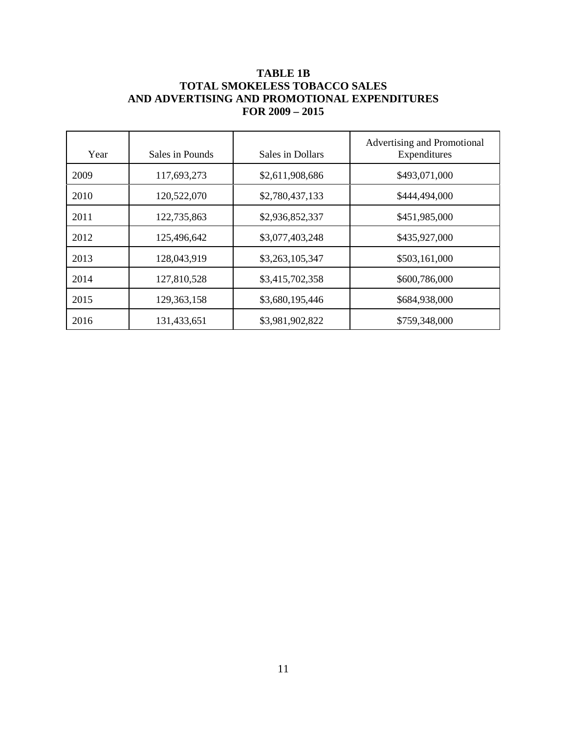**TABLE 1B**
**TOTAL SMOKELESS TOBACCO SALES**
**AND ADVERTISING AND PROMOTIONAL EXPENDITURES**
**FOR 2009 – 2015**

| Year | Sales in Pounds | Sales in Dollars | Advertising and Promotional Expenditures |
|---|---|---|---|
| 2009 | 117,693,273 | $2,611,908,686 | $493,071,000 |
| 2010 | 120,522,070 | $2,780,437,133 | $444,494,000 |
| 2011 | 122,735,863 | $2,936,852,337 | $451,985,000 |
| 2012 | 125,496,642 | $3,077,403,248 | $435,927,000 |
| 2013 | 128,043,919 | $3,263,105,347 | $503,161,000 |
| 2014 | 127,810,528 | $3,415,702,358 | $600,786,000 |
| 2015 | 129,363,158 | $3,680,195,446 | $684,938,000 |
| 2016 | 131,433,651 | $3,981,902,822 | $759,348,000 |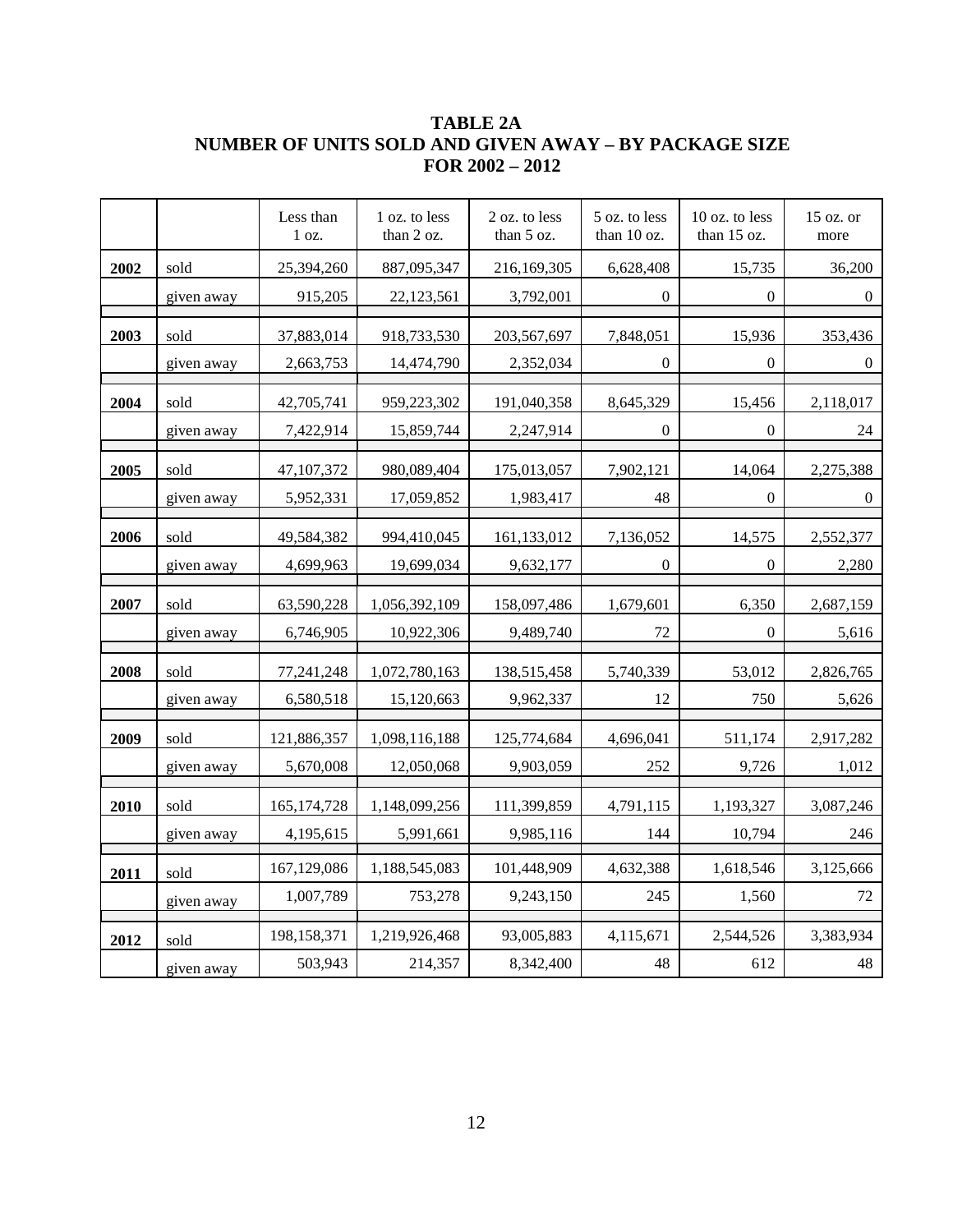# TABLE 2A
# NUMBER OF UNITS SOLD AND GIVEN AWAY – BY PACKAGE SIZE
# FOR 2002 – 2012

| | | Less than 1 oz. | 1 oz. to less than 2 oz. | 2 oz. to less than 5 oz. | 5 oz. to less than 10 oz. | 10 oz. to less than 15 oz. | 15 oz. or more |
|---|---|---|---|---|---|---|---|
| **2002** | sold | 25,394,260 | 887,095,347 | 216,169,305 | 6,628,408 | 15,735 | 36,200 |
| | given away | 915,205 | 22,123,561 | 3,792,001 | 0 | 0 | 0 |
| **2003** | sold | 37,883,014 | 918,733,530 | 203,567,697 | 7,848,051 | 15,936 | 353,436 |
| | given away | 2,663,753 | 14,474,790 | 2,352,034 | 0 | 0 | 0 |
| **2004** | sold | 42,705,741 | 959,223,302 | 191,040,358 | 8,645,329 | 15,456 | 2,118,017 |
| | given away | 7,422,914 | 15,859,744 | 2,247,914 | 0 | 0 | 24 |
| **2005** | sold | 47,107,372 | 980,089,404 | 175,013,057 | 7,902,121 | 14,064 | 2,275,388 |
| | given away | 5,952,331 | 17,059,852 | 1,983,417 | 48 | 0 | 0 |
| **2006** | sold | 49,584,382 | 994,410,045 | 161,133,012 | 7,136,052 | 14,575 | 2,552,377 |
| | given away | 4,699,963 | 19,699,034 | 9,632,177 | 0 | 0 | 2,280 |
| **2007** | sold | 63,590,228 | 1,056,392,109 | 158,097,486 | 1,679,601 | 6,350 | 2,687,159 |
| | given away | 6,746,905 | 10,922,306 | 9,489,740 | 72 | 0 | 5,616 |
| **2008** | sold | 77,241,248 | 1,072,780,163 | 138,515,458 | 5,740,339 | 53,012 | 2,826,765 |
| | given away | 6,580,518 | 15,120,663 | 9,962,337 | 12 | 750 | 5,626 |
| **2009** | sold | 121,886,357 | 1,098,116,188 | 125,774,684 | 4,696,041 | 511,174 | 2,917,282 |
| | given away | 5,670,008 | 12,050,068 | 9,903,059 | 252 | 9,726 | 1,012 |
| **2010** | sold | 165,174,728 | 1,148,099,256 | 111,399,859 | 4,791,115 | 1,193,327 | 3,087,246 |
| | given away | 4,195,615 | 5,991,661 | 9,985,116 | 144 | 10,794 | 246 |
| **2011** | sold | 167,129,086 | 1,188,545,083 | 101,448,909 | 4,632,388 | 1,618,546 | 3,125,666 |
| | given away | 1,007,789 | 753,278 | 9,243,150 | 245 | 1,560 | 72 |
| **2012** | sold | 198,158,371 | 1,219,926,468 | 93,005,883 | 4,115,671 | 2,544,526 | 3,383,934 |
| | given away | 503,943 | 214,357 | 8,342,400 | 48 | 612 | 48 |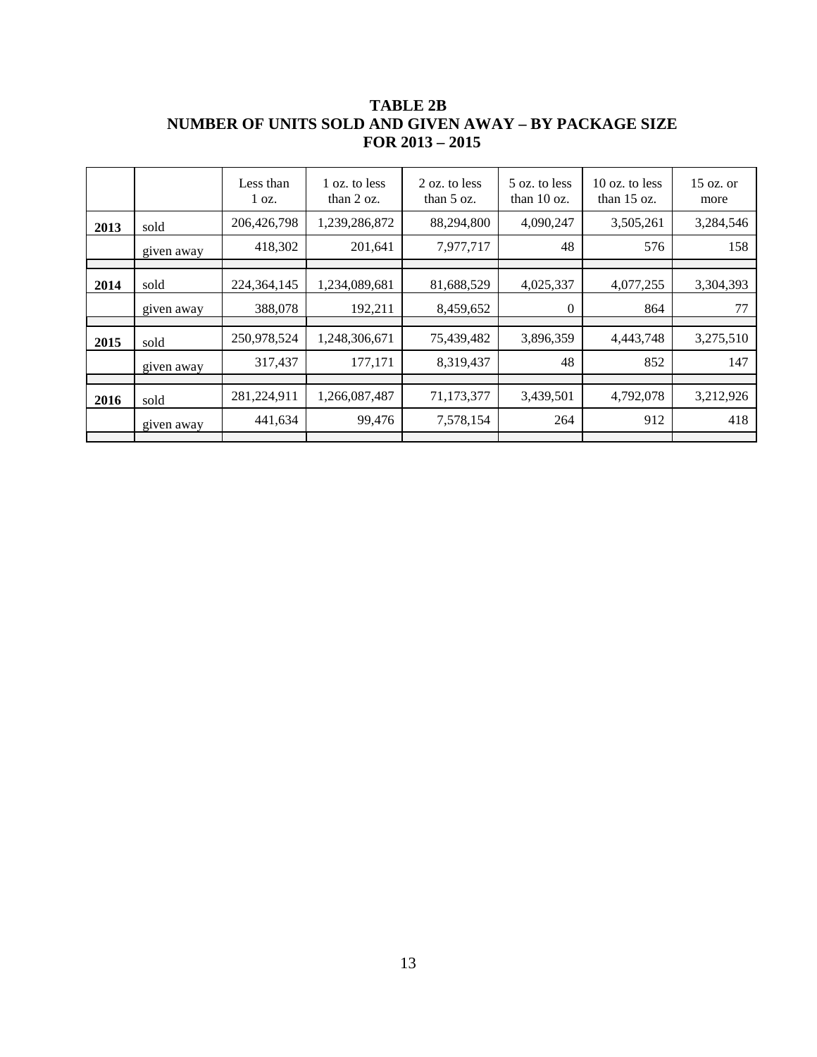**TABLE 2B**
**NUMBER OF UNITS SOLD AND GIVEN AWAY – BY PACKAGE SIZE**
**FOR 2013 – 2015**

| | | Less than 1 oz. | 1 oz. to less than 2 oz. | 2 oz. to less than 5 oz. | 5 oz. to less than 10 oz. | 10 oz. to less than 15 oz. | 15 oz. or more |
|---|---|---|---|---|---|---|---|
| **2013** | sold | 206,426,798 | 1,239,286,872 | 88,294,800 | 4,090,247 | 3,505,261 | 3,284,546 |
| | given away | 418,302 | 201,641 | 7,977,717 | 48 | 576 | 158 |
| **2014** | sold | 224,364,145 | 1,234,089,681 | 81,688,529 | 4,025,337 | 4,077,255 | 3,304,393 |
| | given away | 388,078 | 192,211 | 8,459,652 | 0 | 864 | 77 |
| **2015** | sold | 250,978,524 | 1,248,306,671 | 75,439,482 | 3,896,359 | 4,443,748 | 3,275,510 |
| | given away | 317,437 | 177,171 | 8,319,437 | 48 | 852 | 147 |
| **2016** | sold | 281,224,911 | 1,266,087,487 | 71,173,377 | 3,439,501 | 4,792,078 | 3,212,926 |
| | given away | 441,634 | 99,476 | 7,578,154 | 264 | 912 | 418 |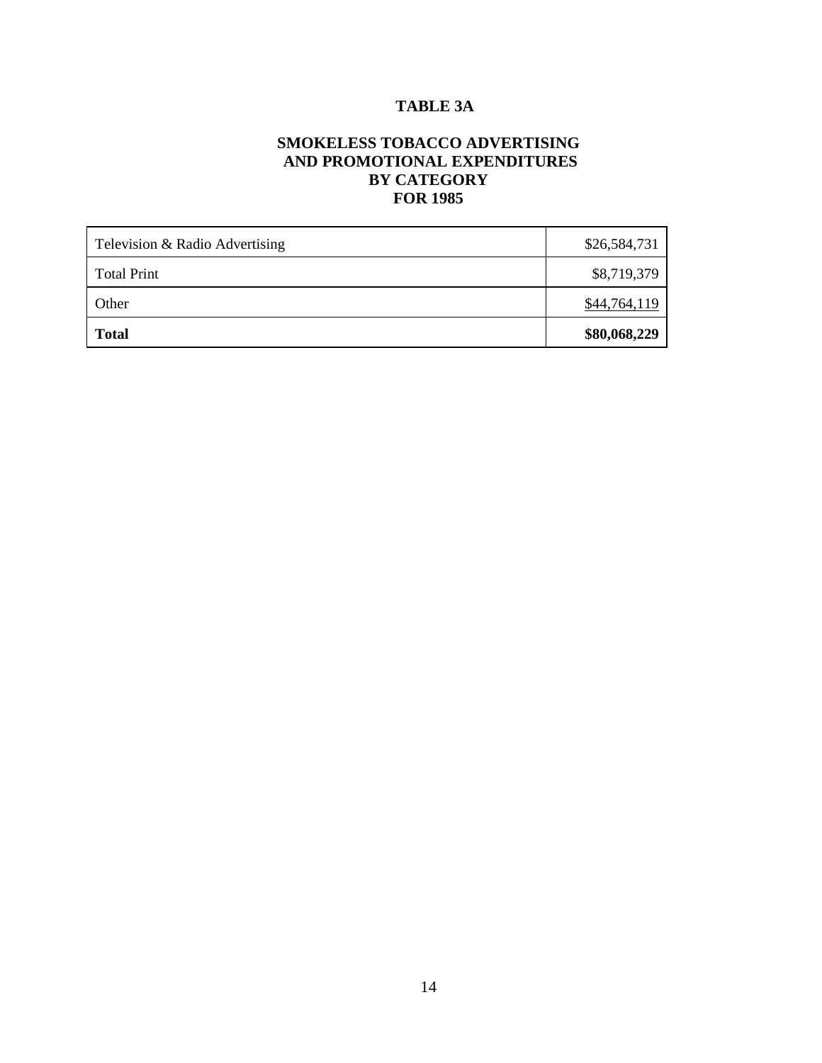# TABLE 3A

## SMOKELESS TOBACCO ADVERTISING AND PROMOTIONAL EXPENDITURES BY CATEGORY FOR 1985

| | |
|---|---|
| Television & Radio Advertising | $26,584,731 |
| Total Print | $8,719,379 |
| Other | $44,764,119 |
| **Total** | **$80,068,229** |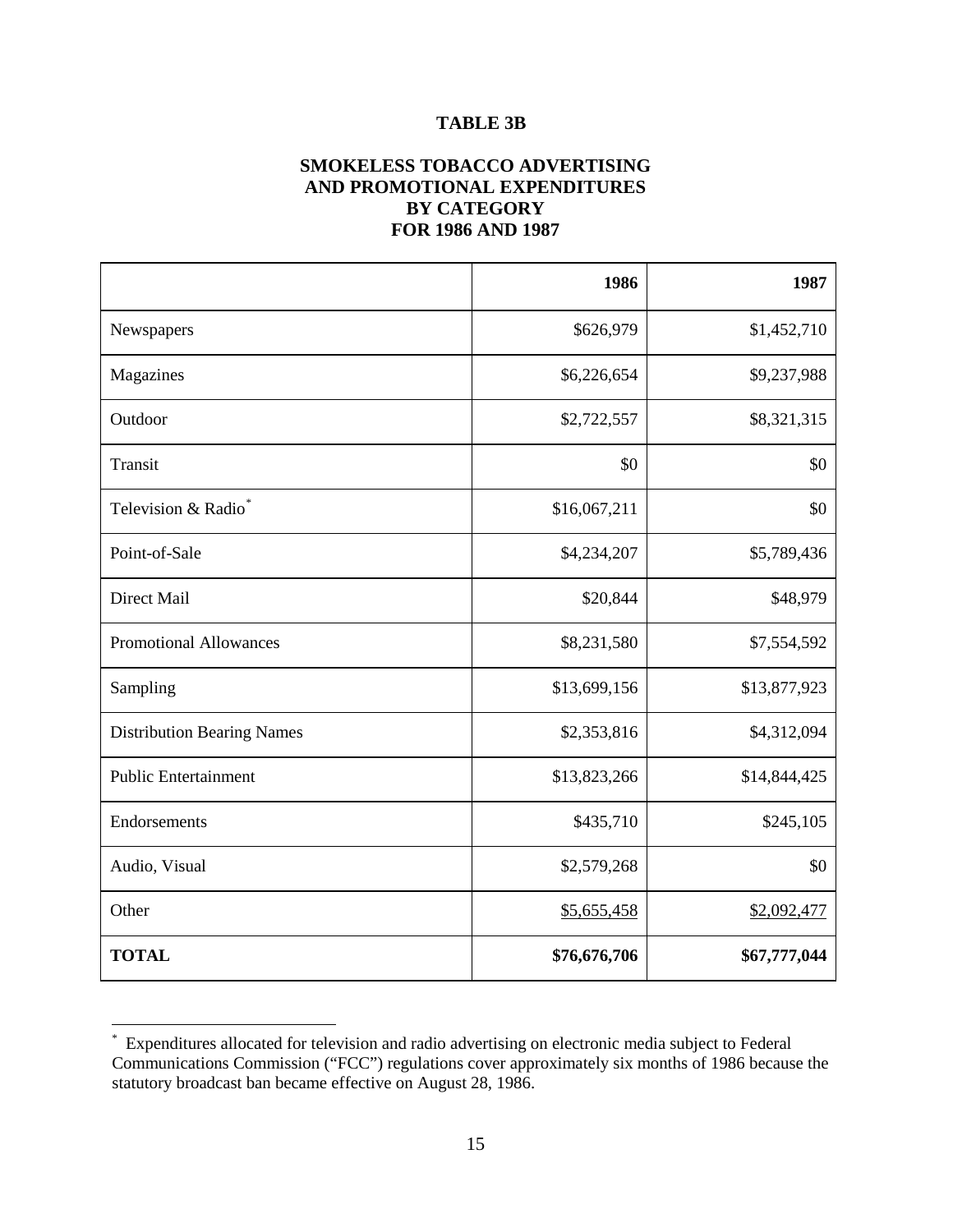# TABLE 3B

## SMOKELESS TOBACCO ADVERTISING AND PROMOTIONAL EXPENDITURES BY CATEGORY FOR 1986 AND 1987

| | 1986 | 1987 |
|---|---|---|
| Newspapers | $626,979 | $1,452,710 |
| Magazines | $6,226,654 | $9,237,988 |
| Outdoor | $2,722,557 | $8,321,315 |
| Transit | $0 | $0 |
| Television & Radio* | $16,067,211 | $0 |
| Point-of-Sale | $4,234,207 | $5,789,436 |
| Direct Mail | $20,844 | $48,979 |
| Promotional Allowances | $8,231,580 | $7,554,592 |
| Sampling | $13,699,156 | $13,877,923 |
| Distribution Bearing Names | $2,353,816 | $4,312,094 |
| Public Entertainment | $13,823,266 | $14,844,425 |
| Endorsements | $435,710 | $245,105 |
| Audio, Visual | $2,579,268 | $0 |
| Other | $5,655,458 | $2,092,477 |
| **TOTAL** | **$76,676,706** | **$67,777,044** |

* Expenditures allocated for television and radio advertising on electronic media subject to Federal Communications Commission ("FCC") regulations cover approximately six months of 1986 because the statutory broadcast ban became effective on August 28, 1986.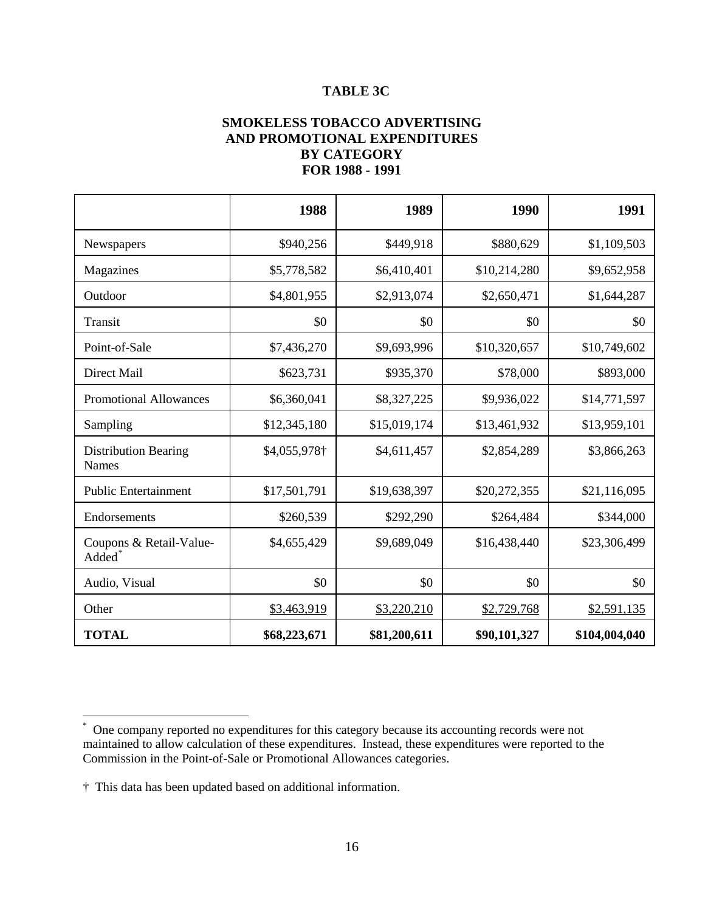# TABLE 3C

## SMOKELESS TOBACCO ADVERTISING AND PROMOTIONAL EXPENDITURES BY CATEGORY FOR 1988 - 1991

| | 1988 | 1989 | 1990 | 1991 |
|---|---|---|---|---|
| Newspapers | $940,256 | $449,918 | $880,629 | $1,109,503 |
| Magazines | $5,778,582 | $6,410,401 | $10,214,280 | $9,652,958 |
| Outdoor | $4,801,955 | $2,913,074 | $2,650,471 | $1,644,287 |
| Transit | $0 | $0 | $0 | $0 |
| Point-of-Sale | $7,436,270 | $9,693,996 | $10,320,657 | $10,749,602 |
| Direct Mail | $623,731 | $935,370 | $78,000 | $893,000 |
| Promotional Allowances | $6,360,041 | $8,327,225 | $9,936,022 | $14,771,597 |
| Sampling | $12,345,180 | $15,019,174 | $13,461,932 | $13,959,101 |
| Distribution Bearing Names | $4,055,978† | $4,611,457 | $2,854,289 | $3,866,263 |
| Public Entertainment | $17,501,791 | $19,638,397 | $20,272,355 | $21,116,095 |
| Endorsements | $260,539 | $292,290 | $264,484 | $344,000 |
| Coupons & Retail-Value-Added* | $4,655,429 | $9,689,049 | $16,438,440 | $23,306,499 |
| Audio, Visual | $0 | $0 | $0 | $0 |
| Other | $3,463,919 | $3,220,210 | $2,729,768 | $2,591,135 |
| **TOTAL** | **$68,223,671** | **$81,200,611** | **$90,101,327** | **$104,004,040** |

* One company reported no expenditures for this category because its accounting records were not maintained to allow calculation of these expenditures. Instead, these expenditures were reported to the Commission in the Point-of-Sale or Promotional Allowances categories.

† This data has been updated based on additional information.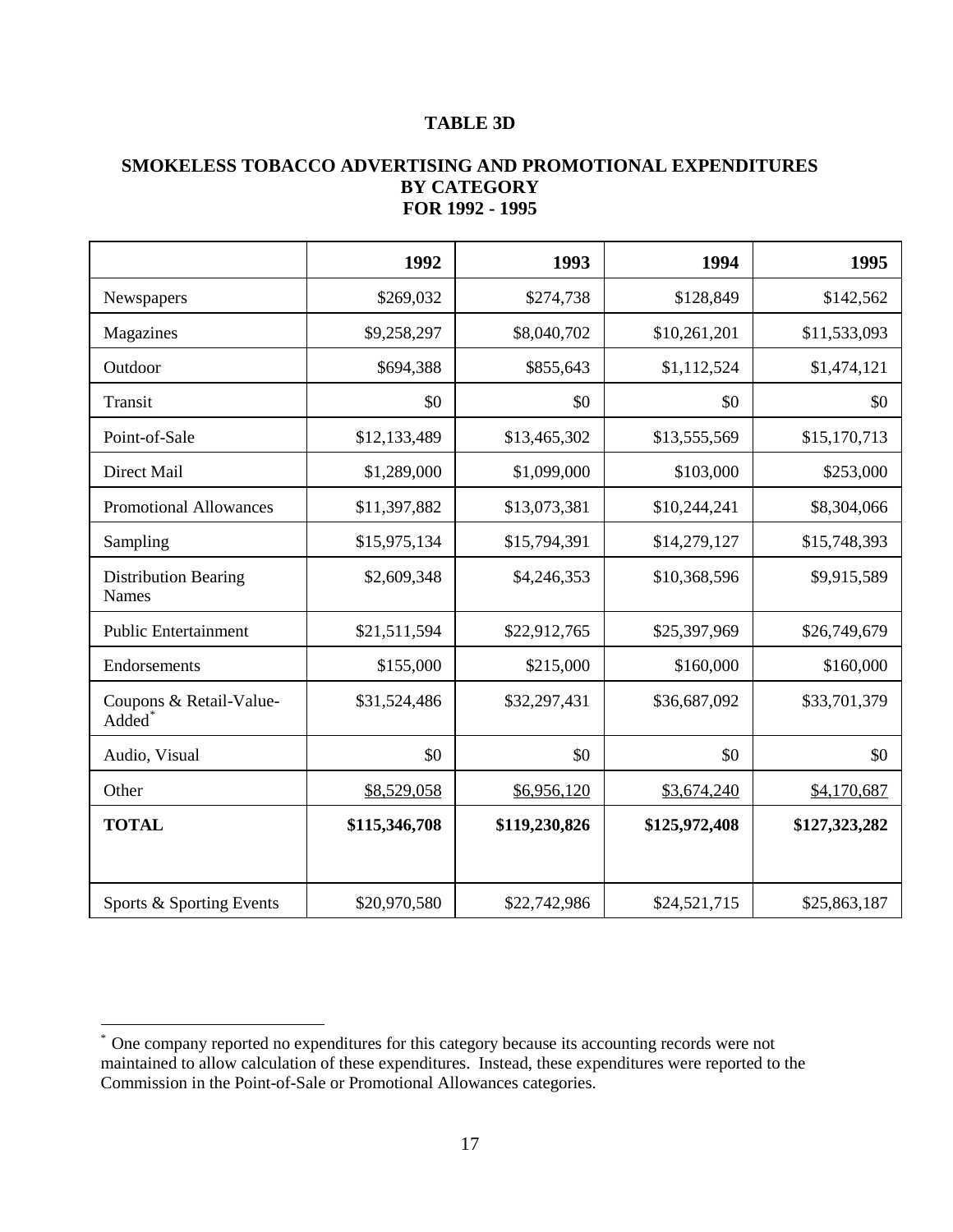# TABLE 3D

## SMOKELESS TOBACCO ADVERTISING AND PROMOTIONAL EXPENDITURES BY CATEGORY FOR 1992 - 1995

| | 1992 | 1993 | 1994 | 1995 |
|---|---|---|---|---|
| Newspapers | $269,032 | $274,738 | $128,849 | $142,562 |
| Magazines | $9,258,297 | $8,040,702 | $10,261,201 | $11,533,093 |
| Outdoor | $694,388 | $855,643 | $1,112,524 | $1,474,121 |
| Transit | $0 | $0 | $0 | $0 |
| Point-of-Sale | $12,133,489 | $13,465,302 | $13,555,569 | $15,170,713 |
| Direct Mail | $1,289,000 | $1,099,000 | $103,000 | $253,000 |
| Promotional Allowances | $11,397,882 | $13,073,381 | $10,244,241 | $8,304,066 |
| Sampling | $15,975,134 | $15,794,391 | $14,279,127 | $15,748,393 |
| Distribution Bearing Names | $2,609,348 | $4,246,353 | $10,368,596 | $9,915,589 |
| Public Entertainment | $21,511,594 | $22,912,765 | $25,397,969 | $26,749,679 |
| Endorsements | $155,000 | $215,000 | $160,000 | $160,000 |
| Coupons & Retail-Value-Added* | $31,524,486 | $32,297,431 | $36,687,092 | $33,701,379 |
| Audio, Visual | $0 | $0 | $0 | $0 |
| Other | $8,529,058 | $6,956,120 | $3,674,240 | $4,170,687 |
| **TOTAL** | **$115,346,708** | **$119,230,826** | **$125,972,408** | **$127,323,282** |
| Sports & Sporting Events | $20,970,580 | $22,742,986 | $24,521,715 | $25,863,187 |

* One company reported no expenditures for this category because its accounting records were not maintained to allow calculation of these expenditures. Instead, these expenditures were reported to the Commission in the Point-of-Sale or Promotional Allowances categories.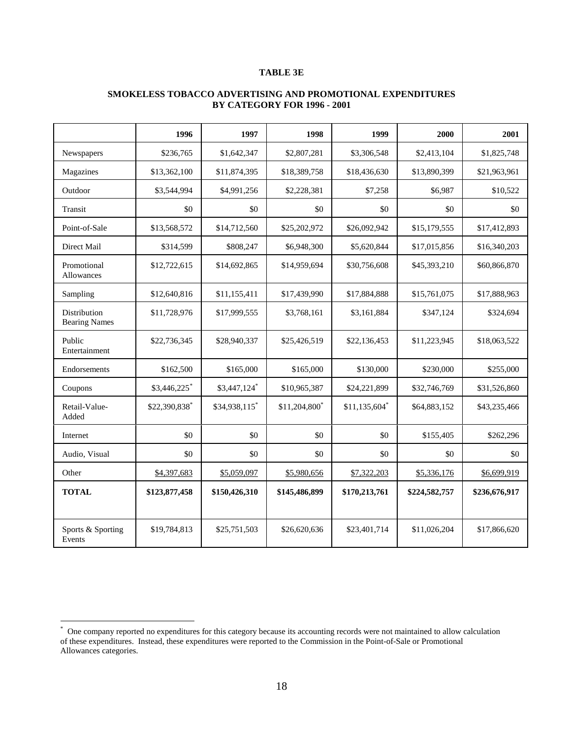**TABLE 3E**

**SMOKELESS TOBACCO ADVERTISING AND PROMOTIONAL EXPENDITURES BY CATEGORY FOR 1996 - 2001**

| | 1996 | 1997 | 1998 | 1999 | 2000 | 2001 |
|---|---|---|---|---|---|---|
| Newspapers | $236,765 | $1,642,347 | $2,807,281 | $3,306,548 | $2,413,104 | $1,825,748 |
| Magazines | $13,362,100 | $11,874,395 | $18,389,758 | $18,436,630 | $13,890,399 | $21,963,961 |
| Outdoor | $3,544,994 | $4,991,256 | $2,228,381 | $7,258 | $6,987 | $10,522 |
| Transit | $0 | $0 | $0 | $0 | $0 | $0 |
| Point-of-Sale | $13,568,572 | $14,712,560 | $25,202,972 | $26,092,942 | $15,179,555 | $17,412,893 |
| Direct Mail | $314,599 | $808,247 | $6,948,300 | $5,620,844 | $17,015,856 | $16,340,203 |
| Promotional Allowances | $12,722,615 | $14,692,865 | $14,959,694 | $30,756,608 | $45,393,210 | $60,866,870 |
| Sampling | $12,640,816 | $11,155,411 | $17,439,990 | $17,884,888 | $15,761,075 | $17,888,963 |
| Distribution Bearing Names | $11,728,976 | $17,999,555 | $3,768,161 | $3,161,884 | $347,124 | $324,694 |
| Public Entertainment | $22,736,345 | $28,940,337 | $25,426,519 | $22,136,453 | $11,223,945 | $18,063,522 |
| Endorsements | $162,500 | $165,000 | $165,000 | $130,000 | $230,000 | $255,000 |
| Coupons | $3,446,225* | $3,447,124* | $10,965,387 | $24,221,899 | $32,746,769 | $31,526,860 |
| Retail-Value-Added | $22,390,838* | $34,938,115* | $11,204,800* | $11,135,604* | $64,883,152 | $43,235,466 |
| Internet | $0 | $0 | $0 | $0 | $155,405 | $262,296 |
| Audio, Visual | $0 | $0 | $0 | $0 | $0 | $0 |
| Other | $4,397,683 | $5,059,097 | $5,980,656 | $7,322,203 | $5,336,176 | $6,699,919 |
| **TOTAL** | **$123,877,458** | **$150,426,310** | **$145,486,899** | **$170,213,761** | **$224,582,757** | **$236,676,917** |
| Sports & Sporting Events | $19,784,813 | $25,751,503 | $26,620,636 | $23,401,714 | $11,026,204 | $17,866,620 |

* One company reported no expenditures for this category because its accounting records were not maintained to allow calculation of these expenditures. Instead, these expenditures were reported to the Commission in the Point-of-Sale or Promotional Allowances categories.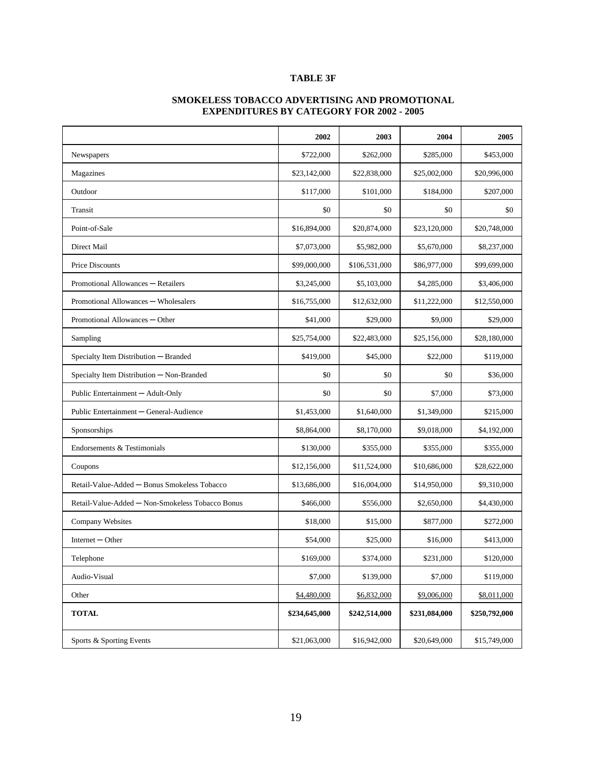**TABLE 3F**

**SMOKELESS TOBACCO ADVERTISING AND PROMOTIONAL EXPENDITURES BY CATEGORY FOR 2002 - 2005**

| | 2002 | 2003 | 2004 | 2005 |
|---|---|---|---|---|
| Newspapers | $722,000 | $262,000 | $285,000 | $453,000 |
| Magazines | $23,142,000 | $22,838,000 | $25,002,000 | $20,996,000 |
| Outdoor | $117,000 | $101,000 | $184,000 | $207,000 |
| Transit | $0 | $0 | $0 | $0 |
| Point-of-Sale | $16,894,000 | $20,874,000 | $23,120,000 | $20,748,000 |
| Direct Mail | $7,073,000 | $5,982,000 | $5,670,000 | $8,237,000 |
| Price Discounts | $99,000,000 | $106,531,000 | $86,977,000 | $99,699,000 |
| Promotional Allowances ─ Retailers | $3,245,000 | $5,103,000 | $4,285,000 | $3,406,000 |
| Promotional Allowances ─ Wholesalers | $16,755,000 | $12,632,000 | $11,222,000 | $12,550,000 |
| Promotional Allowances ─ Other | $41,000 | $29,000 | $9,000 | $29,000 |
| Sampling | $25,754,000 | $22,483,000 | $25,156,000 | $28,180,000 |
| Specialty Item Distribution ─ Branded | $419,000 | $45,000 | $22,000 | $119,000 |
| Specialty Item Distribution ─ Non-Branded | $0 | $0 | $0 | $36,000 |
| Public Entertainment ─ Adult-Only | $0 | $0 | $7,000 | $73,000 |
| Public Entertainment ─ General-Audience | $1,453,000 | $1,640,000 | $1,349,000 | $215,000 |
| Sponsorships | $8,864,000 | $8,170,000 | $9,018,000 | $4,192,000 |
| Endorsements & Testimonials | $130,000 | $355,000 | $355,000 | $355,000 |
| Coupons | $12,156,000 | $11,524,000 | $10,686,000 | $28,622,000 |
| Retail-Value-Added ─ Bonus Smokeless Tobacco | $13,686,000 | $16,004,000 | $14,950,000 | $9,310,000 |
| Retail-Value-Added ─ Non-Smokeless Tobacco Bonus | $466,000 | $556,000 | $2,650,000 | $4,430,000 |
| Company Websites | $18,000 | $15,000 | $877,000 | $272,000 |
| Internet ─ Other | $54,000 | $25,000 | $16,000 | $413,000 |
| Telephone | $169,000 | $374,000 | $231,000 | $120,000 |
| Audio-Visual | $7,000 | $139,000 | $7,000 | $119,000 |
| Other | $4,480,000 | $6,832,000 | $9,006,000 | $8,011,000 |
| **TOTAL** | **$234,645,000** | **$242,514,000** | **$231,084,000** | **$250,792,000** |
| Sports & Sporting Events | $21,063,000 | $16,942,000 | $20,649,000 | $15,749,000 |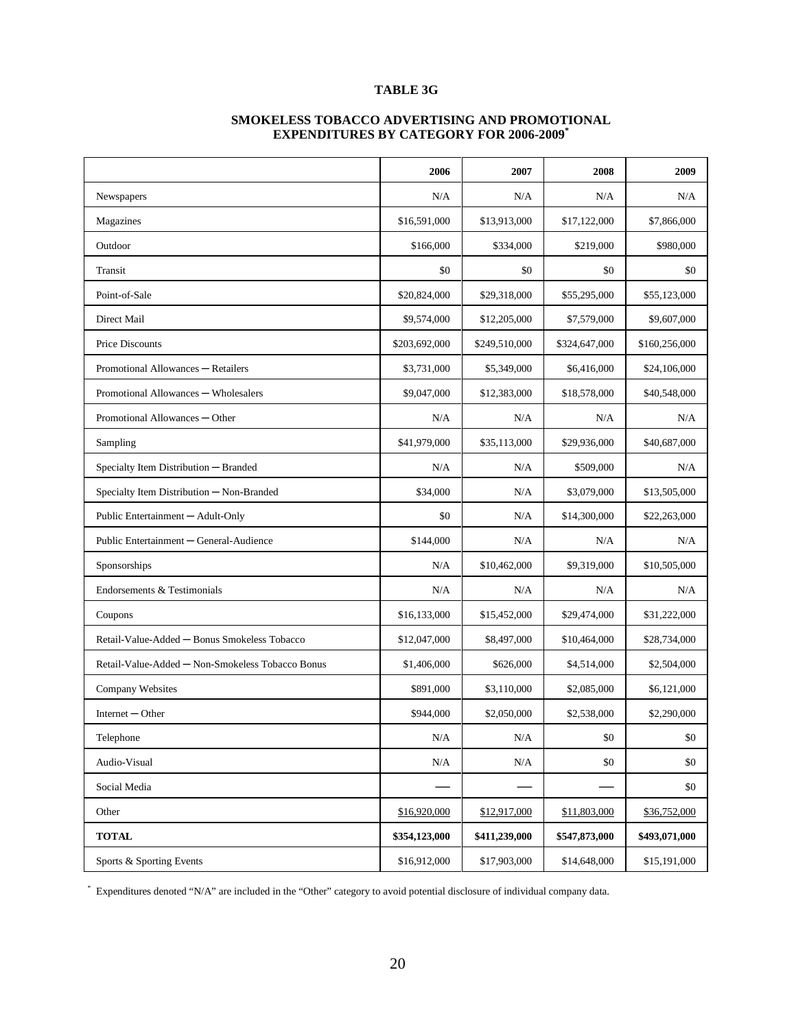**TABLE 3G**

**SMOKELESS TOBACCO ADVERTISING AND PROMOTIONAL EXPENDITURES BY CATEGORY FOR 2006-2009***

| | 2006 | 2007 | 2008 | 2009 |
|---|---|---|---|---|
| Newspapers | N/A | N/A | N/A | N/A |
| Magazines | $16,591,000 | $13,913,000 | $17,122,000 | $7,866,000 |
| Outdoor | $166,000 | $334,000 | $219,000 | $980,000 |
| Transit | $0 | $0 | $0 | $0 |
| Point-of-Sale | $20,824,000 | $29,318,000 | $55,295,000 | $55,123,000 |
| Direct Mail | $9,574,000 | $12,205,000 | $7,579,000 | $9,607,000 |
| Price Discounts | $203,692,000 | $249,510,000 | $324,647,000 | $160,256,000 |
| Promotional Allowances ─ Retailers | $3,731,000 | $5,349,000 | $6,416,000 | $24,106,000 |
| Promotional Allowances ─ Wholesalers | $9,047,000 | $12,383,000 | $18,578,000 | $40,548,000 |
| Promotional Allowances ─ Other | N/A | N/A | N/A | N/A |
| Sampling | $41,979,000 | $35,113,000 | $29,936,000 | $40,687,000 |
| Specialty Item Distribution ─ Branded | N/A | N/A | $509,000 | N/A |
| Specialty Item Distribution ─ Non-Branded | $34,000 | N/A | $3,079,000 | $13,505,000 |
| Public Entertainment ─ Adult-Only | $0 | N/A | $14,300,000 | $22,263,000 |
| Public Entertainment ─ General-Audience | $144,000 | N/A | N/A | N/A |
| Sponsorships | N/A | $10,462,000 | $9,319,000 | $10,505,000 |
| Endorsements & Testimonials | N/A | N/A | N/A | N/A |
| Coupons | $16,133,000 | $15,452,000 | $29,474,000 | $31,222,000 |
| Retail-Value-Added ─ Bonus Smokeless Tobacco | $12,047,000 | $8,497,000 | $10,464,000 | $28,734,000 |
| Retail-Value-Added ─ Non-Smokeless Tobacco Bonus | $1,406,000 | $626,000 | $4,514,000 | $2,504,000 |
| Company Websites | $891,000 | $3,110,000 | $2,085,000 | $6,121,000 |
| Internet ─ Other | $944,000 | $2,050,000 | $2,538,000 | $2,290,000 |
| Telephone | N/A | N/A | $0 | $0 |
| Audio-Visual | N/A | N/A | $0 | $0 |
| Social Media | ── | ── | ── | $0 |
| Other | $16,920,000 | $12,917,000 | $11,803,000 | $36,752,000 |
| **TOTAL** | **$354,123,000** | **$411,239,000** | **$547,873,000** | **$493,071,000** |
| Sports & Sporting Events | $16,912,000 | $17,903,000 | $14,648,000 | $15,191,000 |

* Expenditures denoted "N/A" are included in the "Other" category to avoid potential disclosure of individual company data.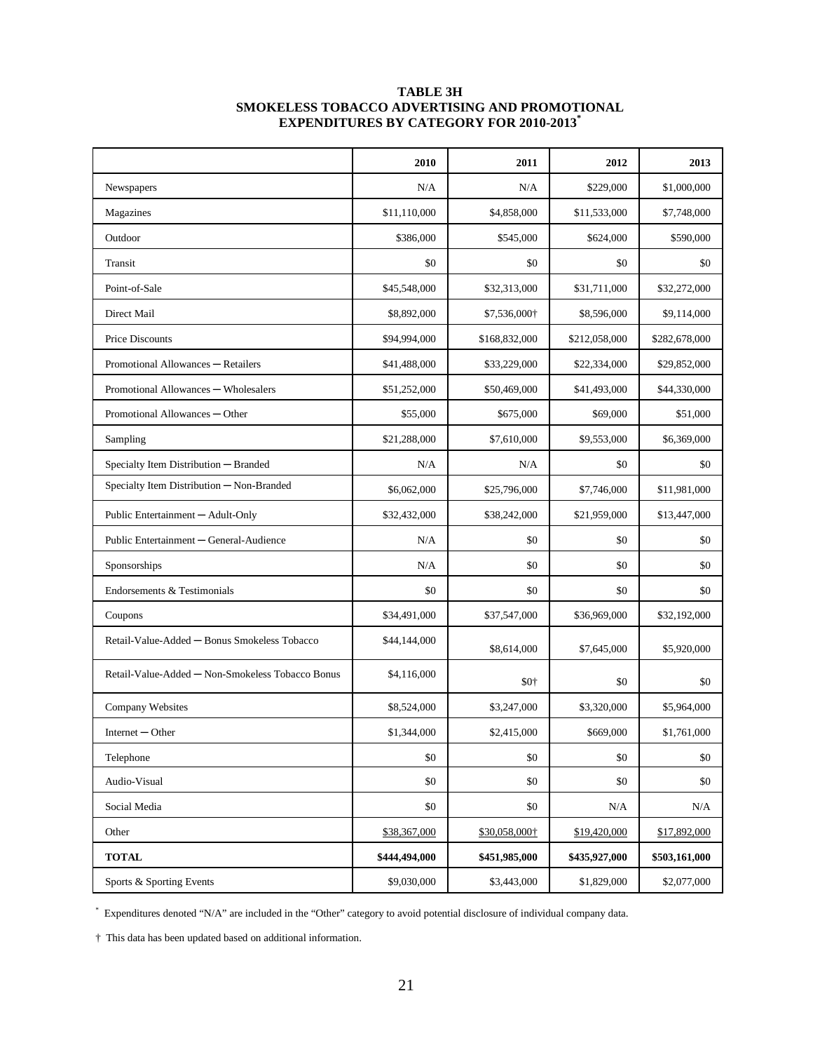# TABLE 3H
# SMOKELESS TOBACCO ADVERTISING AND PROMOTIONAL EXPENDITURES BY CATEGORY FOR 2010-2013*

| | 2010 | 2011 | 2012 | 2013 |
|---|---|---|---|---|
| Newspapers | N/A | N/A | $229,000 | $1,000,000 |
| Magazines | $11,110,000 | $4,858,000 | $11,533,000 | $7,748,000 |
| Outdoor | $386,000 | $545,000 | $624,000 | $590,000 |
| Transit | $0 | $0 | $0 | $0 |
| Point-of-Sale | $45,548,000 | $32,313,000 | $31,711,000 | $32,272,000 |
| Direct Mail | $8,892,000 | $7,536,000† | $8,596,000 | $9,114,000 |
| Price Discounts | $94,994,000 | $168,832,000 | $212,058,000 | $282,678,000 |
| Promotional Allowances ─ Retailers | $41,488,000 | $33,229,000 | $22,334,000 | $29,852,000 |
| Promotional Allowances ─ Wholesalers | $51,252,000 | $50,469,000 | $41,493,000 | $44,330,000 |
| Promotional Allowances ─ Other | $55,000 | $675,000 | $69,000 | $51,000 |
| Sampling | $21,288,000 | $7,610,000 | $9,553,000 | $6,369,000 |
| Specialty Item Distribution ─ Branded | N/A | N/A | $0 | $0 |
| Specialty Item Distribution ─ Non-Branded | $6,062,000 | $25,796,000 | $7,746,000 | $11,981,000 |
| Public Entertainment ─ Adult-Only | $32,432,000 | $38,242,000 | $21,959,000 | $13,447,000 |
| Public Entertainment ─ General-Audience | N/A | $0 | $0 | $0 |
| Sponsorships | N/A | $0 | $0 | $0 |
| Endorsements & Testimonials | $0 | $0 | $0 | $0 |
| Coupons | $34,491,000 | $37,547,000 | $36,969,000 | $32,192,000 |
| Retail-Value-Added ─ Bonus Smokeless Tobacco | $44,144,000 | $8,614,000 | $7,645,000 | $5,920,000 |
| Retail-Value-Added ─ Non-Smokeless Tobacco Bonus | $4,116,000 | $0† | $0 | $0 |
| Company Websites | $8,524,000 | $3,247,000 | $3,320,000 | $5,964,000 |
| Internet ─ Other | $1,344,000 | $2,415,000 | $669,000 | $1,761,000 |
| Telephone | $0 | $0 | $0 | $0 |
| Audio-Visual | $0 | $0 | $0 | $0 |
| Social Media | $0 | $0 | N/A | N/A |
| Other | $38,367,000 | $30,058,000† | $19,420,000 | $17,892,000 |
| **TOTAL** | **$444,494,000** | **$451,985,000** | **$435,927,000** | **$503,161,000** |
| Sports & Sporting Events | $9,030,000 | $3,443,000 | $1,829,000 | $2,077,000 |

* Expenditures denoted "N/A" are included in the "Other" category to avoid potential disclosure of individual company data.

† This data has been updated based on additional information.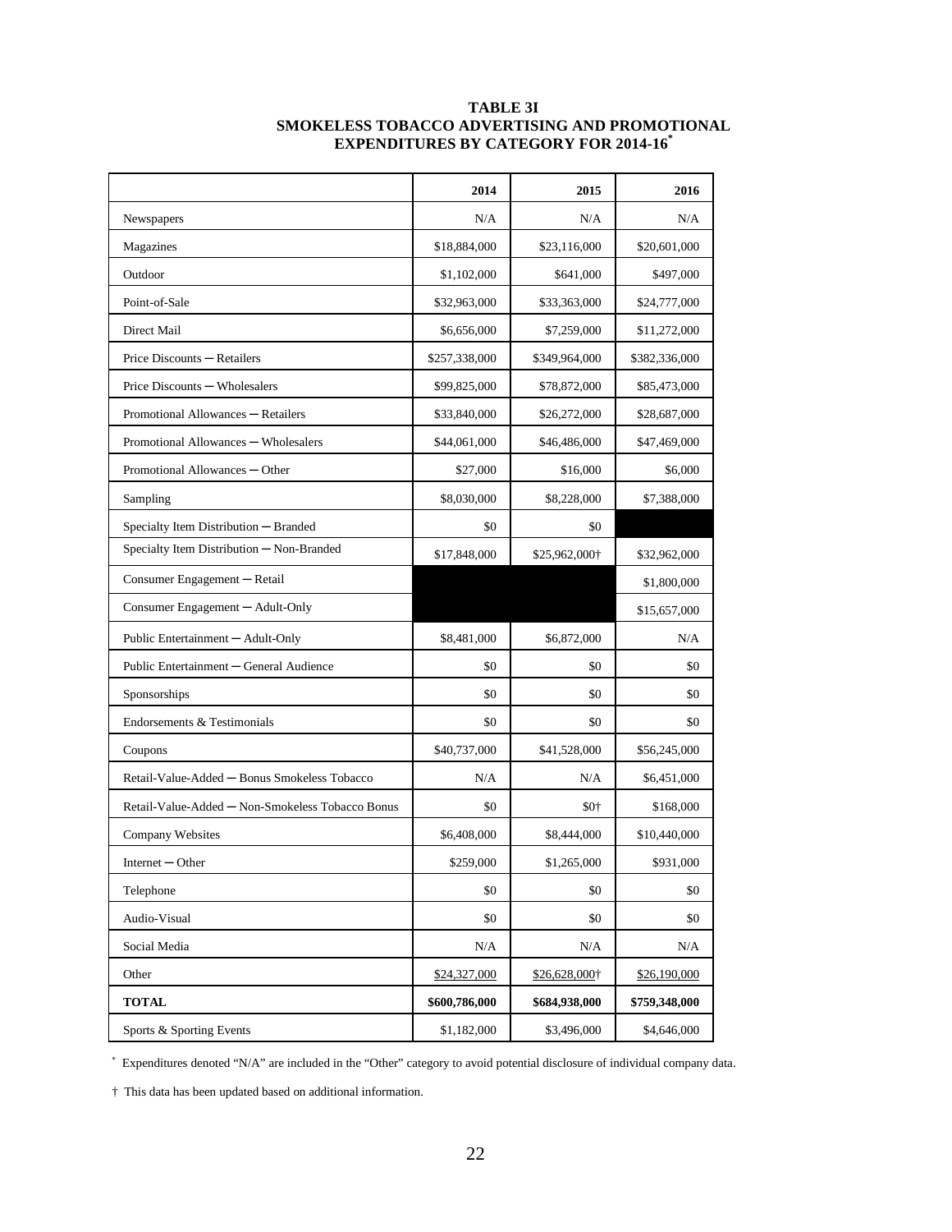**TABLE 3I**
**SMOKELESS TOBACCO ADVERTISING AND PROMOTIONAL EXPENDITURES BY CATEGORY FOR 2014-16[*]**

| | 2014 | 2015 | 2016 |
|---|---|---|---|
| Newspapers | N/A | N/A | N/A |
| Magazines | $18,884,000 | $23,116,000 | $20,601,000 |
| Outdoor | $1,102,000 | $641,000 | $497,000 |
| Point-of-Sale | $32,963,000 | $33,363,000 | $24,777,000 |
| Direct Mail | $6,656,000 | $7,259,000 | $11,272,000 |
| Price Discounts ─ Retailers | $257,338,000 | $349,964,000 | $382,336,000 |
| Price Discounts ─ Wholesalers | $99,825,000 | $78,872,000 | $85,473,000 |
| Promotional Allowances ─ Retailers | $33,840,000 | $26,272,000 | $28,687,000 |
| Promotional Allowances ─ Wholesalers | $44,061,000 | $46,486,000 | $47,469,000 |
| Promotional Allowances ─ Other | $27,000 | $16,000 | $6,000 |
| Sampling | $8,030,000 | $8,228,000 | $7,388,000 |
| Specialty Item Distribution ─ Branded | $0 | $0 | |
| Specialty Item Distribution ─ Non-Branded | $17,848,000 | $25,962,000† | $32,962,000 |
| Consumer Engagement ─ Retail | | | $1,800,000 |
| Consumer Engagement ─ Adult-Only | | | $15,657,000 |
| Public Entertainment ─ Adult-Only | $8,481,000 | $6,872,000 | N/A |
| Public Entertainment ─ General Audience | $0 | $0 | $0 |
| Sponsorships | $0 | $0 | $0 |
| Endorsements & Testimonials | $0 | $0 | $0 |
| Coupons | $40,737,000 | $41,528,000 | $56,245,000 |
| Retail-Value-Added ─ Bonus Smokeless Tobacco | N/A | N/A | $6,451,000 |
| Retail-Value-Added ─ Non-Smokeless Tobacco Bonus | $0 | $0† | $168,000 |
| Company Websites | $6,408,000 | $8,444,000 | $10,440,000 |
| Internet ─ Other | $259,000 | $1,265,000 | $931,000 |
| Telephone | $0 | $0 | $0 |
| Audio-Visual | $0 | $0 | $0 |
| Social Media | N/A | N/A | N/A |
| Other | $24,327,000 | $26,628,000† | $26,190,000 |
| **TOTAL** | **$600,786,000** | **$684,938,000** | **$759,348,000** |
| Sports & Sporting Events | $1,182,000 | $3,496,000 | $4,646,000 |

[*] Expenditures denoted "N/A" are included in the "Other" category to avoid potential disclosure of individual company data.

† This data has been updated based on additional information.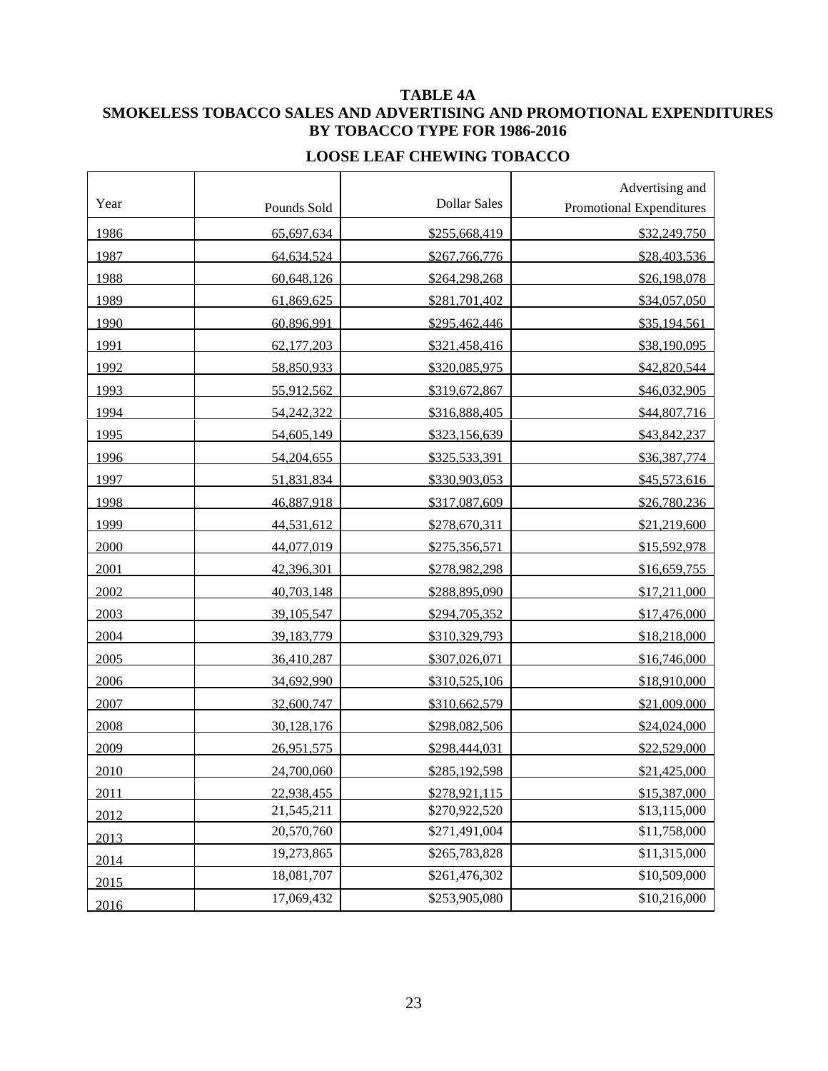**TABLE 4A**
**SMOKELESS TOBACCO SALES AND ADVERTISING AND PROMOTIONAL EXPENDITURES BY TOBACCO TYPE FOR 1986-2016**

**LOOSE LEAF CHEWING TOBACCO**

| Year | Pounds Sold | Dollar Sales | Advertising and Promotional Expenditures |
|---|---|---|---|
| 1986 | 65,697,634 | $255,668,419 | $32,249,750 |
| 1987 | 64,634,524 | $267,766,776 | $28,403,536 |
| 1988 | 60,648,126 | $264,298,268 | $26,198,078 |
| 1989 | 61,869,625 | $281,701,402 | $34,057,050 |
| 1990 | 60,896,991 | $295,462,446 | $35,194,561 |
| 1991 | 62,177,203 | $321,458,416 | $38,190,095 |
| 1992 | 58,850,933 | $320,085,975 | $42,820,544 |
| 1993 | 55,912,562 | $319,672,867 | $46,032,905 |
| 1994 | 54,242,322 | $316,888,405 | $44,807,716 |
| 1995 | 54,605,149 | $323,156,639 | $43,842,237 |
| 1996 | 54,204,655 | $325,533,391 | $36,387,774 |
| 1997 | 51,831,834 | $330,903,053 | $45,573,616 |
| 1998 | 46,887,918 | $317,087,609 | $26,780,236 |
| 1999 | 44,531,612 | $278,670,311 | $21,219,600 |
| 2000 | 44,077,019 | $275,356,571 | $15,592,978 |
| 2001 | 42,396,301 | $278,982,298 | $16,659,755 |
| 2002 | 40,703,148 | $288,895,090 | $17,211,000 |
| 2003 | 39,105,547 | $294,705,352 | $17,476,000 |
| 2004 | 39,183,779 | $310,329,793 | $18,218,000 |
| 2005 | 36,410,287 | $307,026,071 | $16,746,000 |
| 2006 | 34,692,990 | $310,525,106 | $18,910,000 |
| 2007 | 32,600,747 | $310,662,579 | $21,009,000 |
| 2008 | 30,128,176 | $298,082,506 | $24,024,000 |
| 2009 | 26,951,575 | $298,444,031 | $22,529,000 |
| 2010 | 24,700,060 | $285,192,598 | $21,425,000 |
| 2011 | 22,938,455 | $278,921,115 | $15,387,000 |
| 2012 | 21,545,211 | $270,922,520 | $13,115,000 |
| 2013 | 20,570,760 | $271,491,004 | $11,758,000 |
| 2014 | 19,273,865 | $265,783,828 | $11,315,000 |
| 2015 | 18,081,707 | $261,476,302 | $10,509,000 |
| 2016 | 17,069,432 | $253,905,080 | $10,216,000 |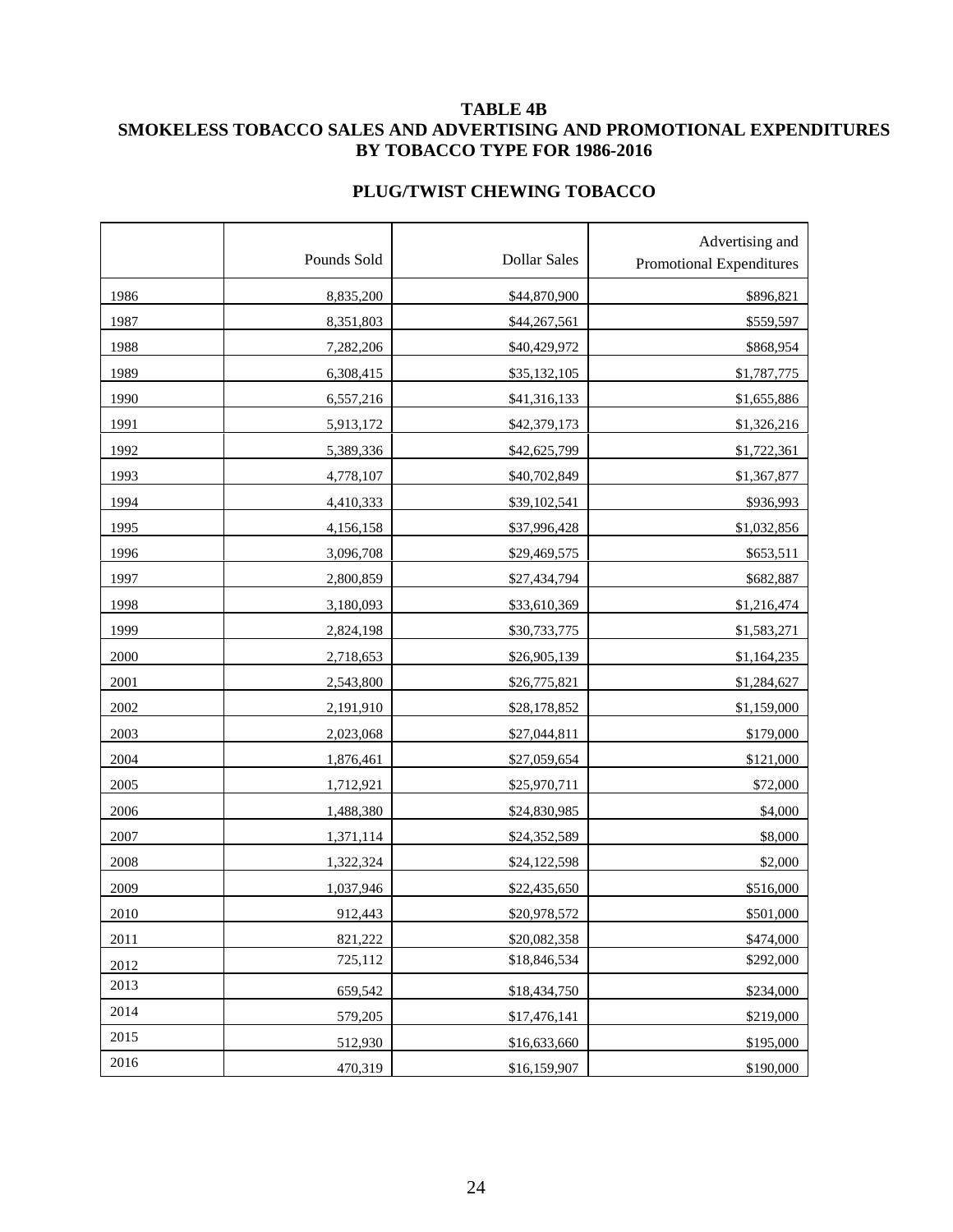# TABLE 4B
# SMOKELESS TOBACCO SALES AND ADVERTISING AND PROMOTIONAL EXPENDITURES BY TOBACCO TYPE FOR 1986-2016

## PLUG/TWIST CHEWING TOBACCO

| | Pounds Sold | Dollar Sales | Advertising and Promotional Expenditures |
|---|---|---|---|
| 1986 | 8,835,200 | $44,870,900 | $896,821 |
| 1987 | 8,351,803 | $44,267,561 | $559,597 |
| 1988 | 7,282,206 | $40,429,972 | $868,954 |
| 1989 | 6,308,415 | $35,132,105 | $1,787,775 |
| 1990 | 6,557,216 | $41,316,133 | $1,655,886 |
| 1991 | 5,913,172 | $42,379,173 | $1,326,216 |
| 1992 | 5,389,336 | $42,625,799 | $1,722,361 |
| 1993 | 4,778,107 | $40,702,849 | $1,367,877 |
| 1994 | 4,410,333 | $39,102,541 | $936,993 |
| 1995 | 4,156,158 | $37,996,428 | $1,032,856 |
| 1996 | 3,096,708 | $29,469,575 | $653,511 |
| 1997 | 2,800,859 | $27,434,794 | $682,887 |
| 1998 | 3,180,093 | $33,610,369 | $1,216,474 |
| 1999 | 2,824,198 | $30,733,775 | $1,583,271 |
| 2000 | 2,718,653 | $26,905,139 | $1,164,235 |
| 2001 | 2,543,800 | $26,775,821 | $1,284,627 |
| 2002 | 2,191,910 | $28,178,852 | $1,159,000 |
| 2003 | 2,023,068 | $27,044,811 | $179,000 |
| 2004 | 1,876,461 | $27,059,654 | $121,000 |
| 2005 | 1,712,921 | $25,970,711 | $72,000 |
| 2006 | 1,488,380 | $24,830,985 | $4,000 |
| 2007 | 1,371,114 | $24,352,589 | $8,000 |
| 2008 | 1,322,324 | $24,122,598 | $2,000 |
| 2009 | 1,037,946 | $22,435,650 | $516,000 |
| 2010 | 912,443 | $20,978,572 | $501,000 |
| 2011 | 821,222 | $20,082,358 | $474,000 |
| 2012 | 725,112 | $18,846,534 | $292,000 |
| 2013 | 659,542 | $18,434,750 | $234,000 |
| 2014 | 579,205 | $17,476,141 | $219,000 |
| 2015 | 512,930 | $16,633,660 | $195,000 |
| 2016 | 470,319 | $16,159,907 | $190,000 |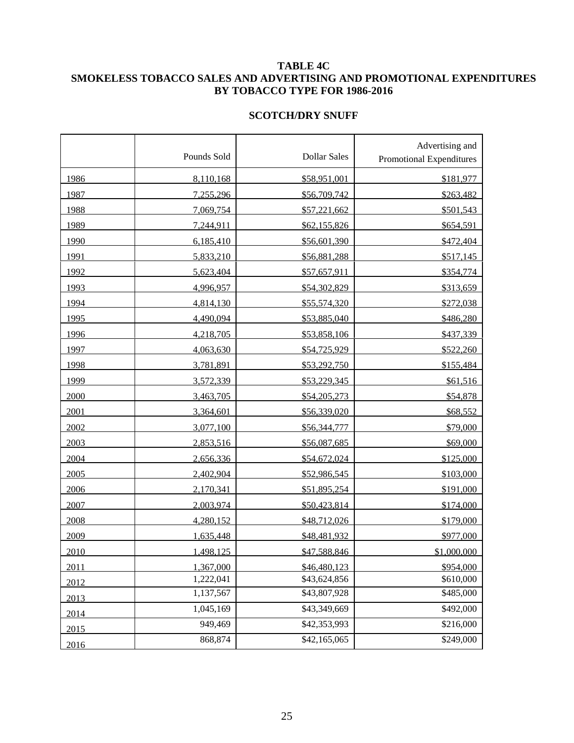**TABLE 4C**
**SMOKELESS TOBACCO SALES AND ADVERTISING AND PROMOTIONAL EXPENDITURES BY TOBACCO TYPE FOR 1986-2016**

**SCOTCH/DRY SNUFF**

| | Pounds Sold | Dollar Sales | Advertising and Promotional Expenditures |
|---|---|---|---|
| 1986 | 8,110,168 | $58,951,001 | $181,977 |
| 1987 | 7,255,296 | $56,709,742 | $263,482 |
| 1988 | 7,069,754 | $57,221,662 | $501,543 |
| 1989 | 7,244,911 | $62,155,826 | $654,591 |
| 1990 | 6,185,410 | $56,601,390 | $472,404 |
| 1991 | 5,833,210 | $56,881,288 | $517,145 |
| 1992 | 5,623,404 | $57,657,911 | $354,774 |
| 1993 | 4,996,957 | $54,302,829 | $313,659 |
| 1994 | 4,814,130 | $55,574,320 | $272,038 |
| 1995 | 4,490,094 | $53,885,040 | $486,280 |
| 1996 | 4,218,705 | $53,858,106 | $437,339 |
| 1997 | 4,063,630 | $54,725,929 | $522,260 |
| 1998 | 3,781,891 | $53,292,750 | $155,484 |
| 1999 | 3,572,339 | $53,229,345 | $61,516 |
| 2000 | 3,463,705 | $54,205,273 | $54,878 |
| 2001 | 3,364,601 | $56,339,020 | $68,552 |
| 2002 | 3,077,100 | $56,344,777 | $79,000 |
| 2003 | 2,853,516 | $56,087,685 | $69,000 |
| 2004 | 2,656,336 | $54,672,024 | $125,000 |
| 2005 | 2,402,904 | $52,986,545 | $103,000 |
| 2006 | 2,170,341 | $51,895,254 | $191,000 |
| 2007 | 2,003,974 | $50,423,814 | $174,000 |
| 2008 | 4,280,152 | $48,712,026 | $179,000 |
| 2009 | 1,635,448 | $48,481,932 | $977,000 |
| 2010 | 1,498,125 | $47,588,846 | $1,000,000 |
| 2011 | 1,367,000 | $46,480,123 | $954,000 |
| 2012 | 1,222,041 | $43,624,856 | $610,000 |
| 2013 | 1,137,567 | $43,807,928 | $485,000 |
| 2014 | 1,045,169 | $43,349,669 | $492,000 |
| 2015 | 949,469 | $42,353,993 | $216,000 |
| 2016 | 868,874 | $42,165,065 | $249,000 |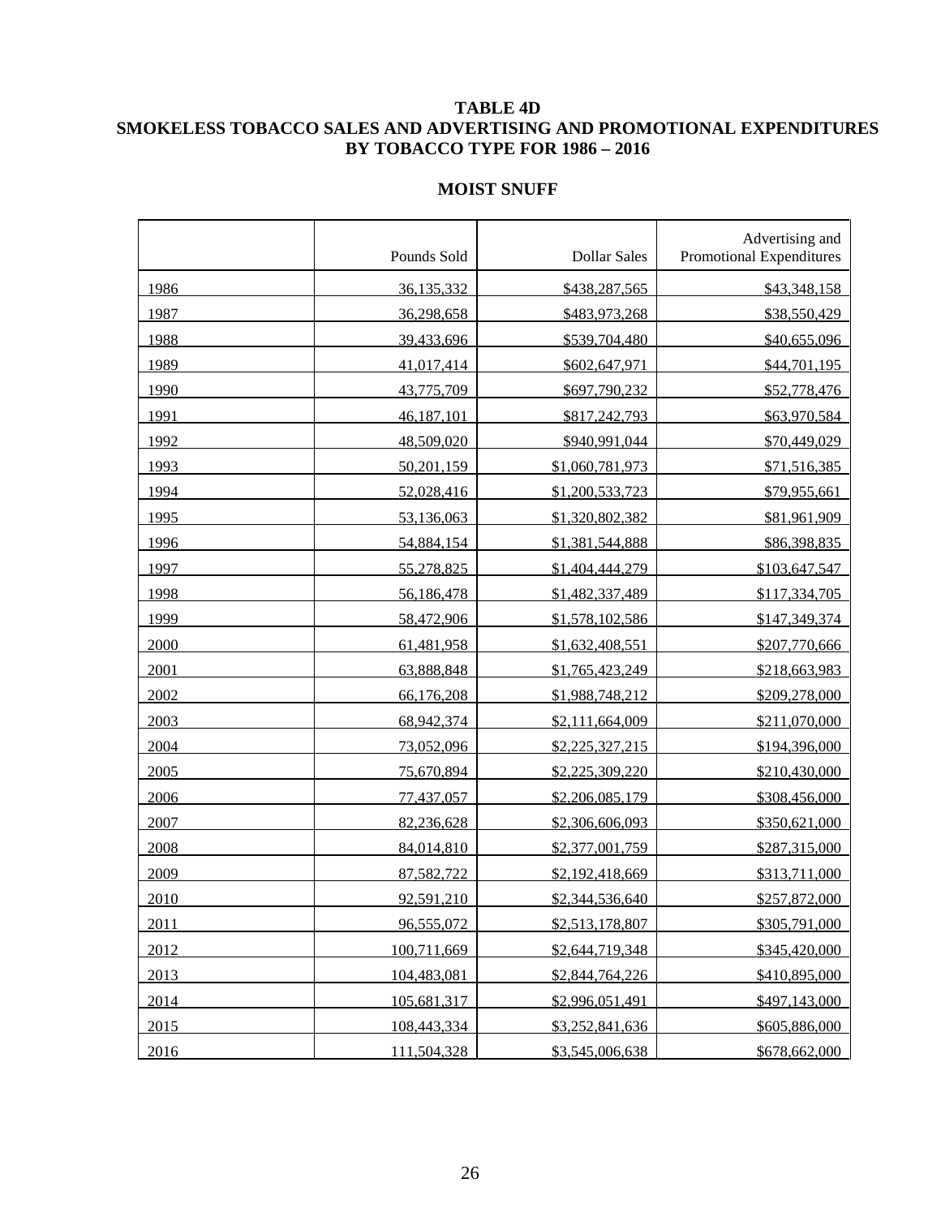# TABLE 4D
# SMOKELESS TOBACCO SALES AND ADVERTISING AND PROMOTIONAL EXPENDITURES BY TOBACCO TYPE FOR 1986 – 2016

## MOIST SNUFF

| | Pounds Sold | Dollar Sales | Advertising and Promotional Expenditures |
|---|---|---|---|
| 1986 | 36,135,332 | $438,287,565 | $43,348,158 |
| 1987 | 36,298,658 | $483,973,268 | $38,550,429 |
| 1988 | 39,433,696 | $539,704,480 | $40,655,096 |
| 1989 | 41,017,414 | $602,647,971 | $44,701,195 |
| 1990 | 43,775,709 | $697,790,232 | $52,778,476 |
| 1991 | 46,187,101 | $817,242,793 | $63,970,584 |
| 1992 | 48,509,020 | $940,991,044 | $70,449,029 |
| 1993 | 50,201,159 | $1,060,781,973 | $71,516,385 |
| 1994 | 52,028,416 | $1,200,533,723 | $79,955,661 |
| 1995 | 53,136,063 | $1,320,802,382 | $81,961,909 |
| 1996 | 54,884,154 | $1,381,544,888 | $86,398,835 |
| 1997 | 55,278,825 | $1,404,444,279 | $103,647,547 |
| 1998 | 56,186,478 | $1,482,337,489 | $117,334,705 |
| 1999 | 58,472,906 | $1,578,102,586 | $147,349,374 |
| 2000 | 61,481,958 | $1,632,408,551 | $207,770,666 |
| 2001 | 63,888,848 | $1,765,423,249 | $218,663,983 |
| 2002 | 66,176,208 | $1,988,748,212 | $209,278,000 |
| 2003 | 68,942,374 | $2,111,664,009 | $211,070,000 |
| 2004 | 73,052,096 | $2,225,327,215 | $194,396,000 |
| 2005 | 75,670,894 | $2,225,309,220 | $210,430,000 |
| 2006 | 77,437,057 | $2,206,085,179 | $308,456,000 |
| 2007 | 82,236,628 | $2,306,606,093 | $350,621,000 |
| 2008 | 84,014,810 | $2,377,001,759 | $287,315,000 |
| 2009 | 87,582,722 | $2,192,418,669 | $313,711,000 |
| 2010 | 92,591,210 | $2,344,536,640 | $257,872,000 |
| 2011 | 96,555,072 | $2,513,178,807 | $305,791,000 |
| 2012 | 100,711,669 | $2,644,719,348 | $345,420,000 |
| 2013 | 104,483,081 | $2,844,764,226 | $410,895,000 |
| 2014 | 105,681,317 | $2,996,051,491 | $497,143,000 |
| 2015 | 108,443,334 | $3,252,841,636 | $605,886,000 |
| 2016 | 111,504,328 | $3,545,006,638 | $678,662,000 |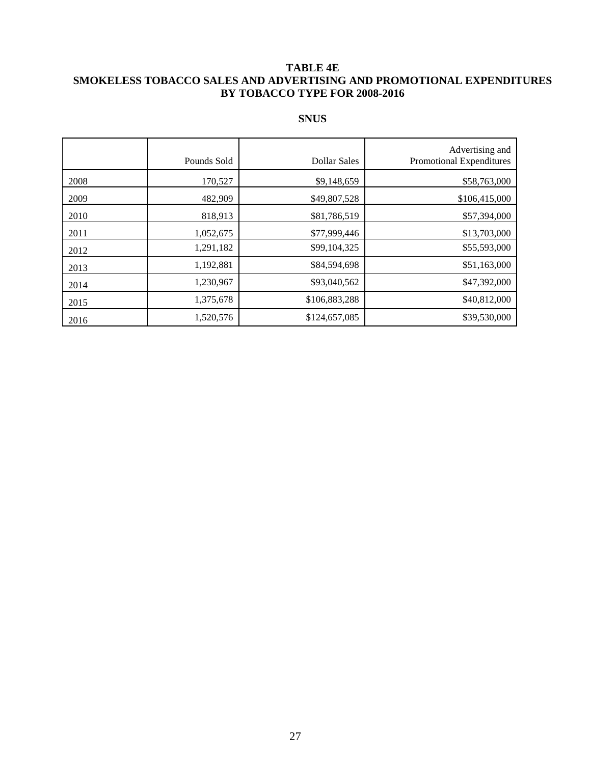# TABLE 4E
# SMOKELESS TOBACCO SALES AND ADVERTISING AND PROMOTIONAL EXPENDITURES BY TOBACCO TYPE FOR 2008-2016

## SNUS

| | Pounds Sold | Dollar Sales | Advertising and Promotional Expenditures |
|---|---|---|---|
| 2008 | 170,527 | $9,148,659 | $58,763,000 |
| 2009 | 482,909 | $49,807,528 | $106,415,000 |
| 2010 | 818,913 | $81,786,519 | $57,394,000 |
| 2011 | 1,052,675 | $77,999,446 | $13,703,000 |
| 2012 | 1,291,182 | $99,104,325 | $55,593,000 |
| 2013 | 1,192,881 | $84,594,698 | $51,163,000 |
| 2014 | 1,230,967 | $93,040,562 | $47,392,000 |
| 2015 | 1,375,678 | $106,883,288 | $40,812,000 |
| 2016 | 1,520,576 | $124,657,085 | $39,530,000 |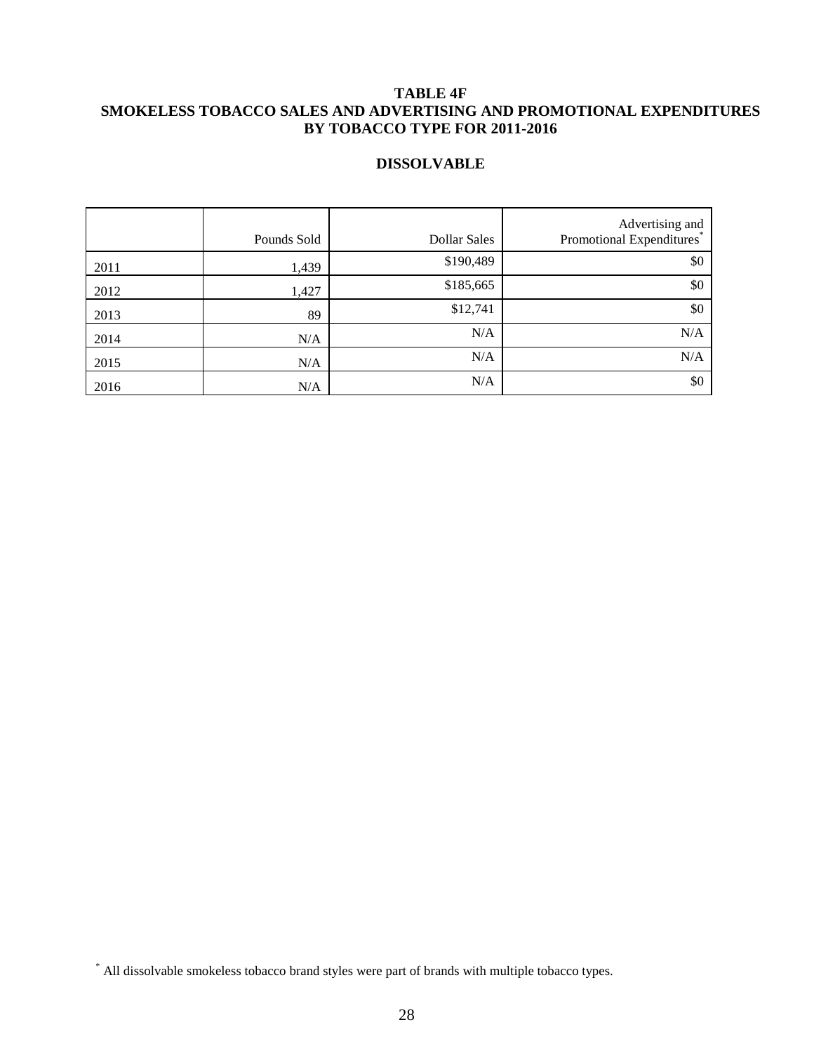**TABLE 4F**
**SMOKELESS TOBACCO SALES AND ADVERTISING AND PROMOTIONAL EXPENDITURES BY TOBACCO TYPE FOR 2011-2016**

**DISSOLVABLE**

| | Pounds Sold | Dollar Sales | Advertising and Promotional Expenditures* |
|---|---|---|---|
| 2011 | 1,439 | $190,489 | $0 |
| 2012 | 1,427 | $185,665 | $0 |
| 2013 | 89 | $12,741 | $0 |
| 2014 | N/A | N/A | N/A |
| 2015 | N/A | N/A | N/A |
| 2016 | N/A | N/A | $0 |

* All dissolvable smokeless tobacco brand styles were part of brands with multiple tobacco types.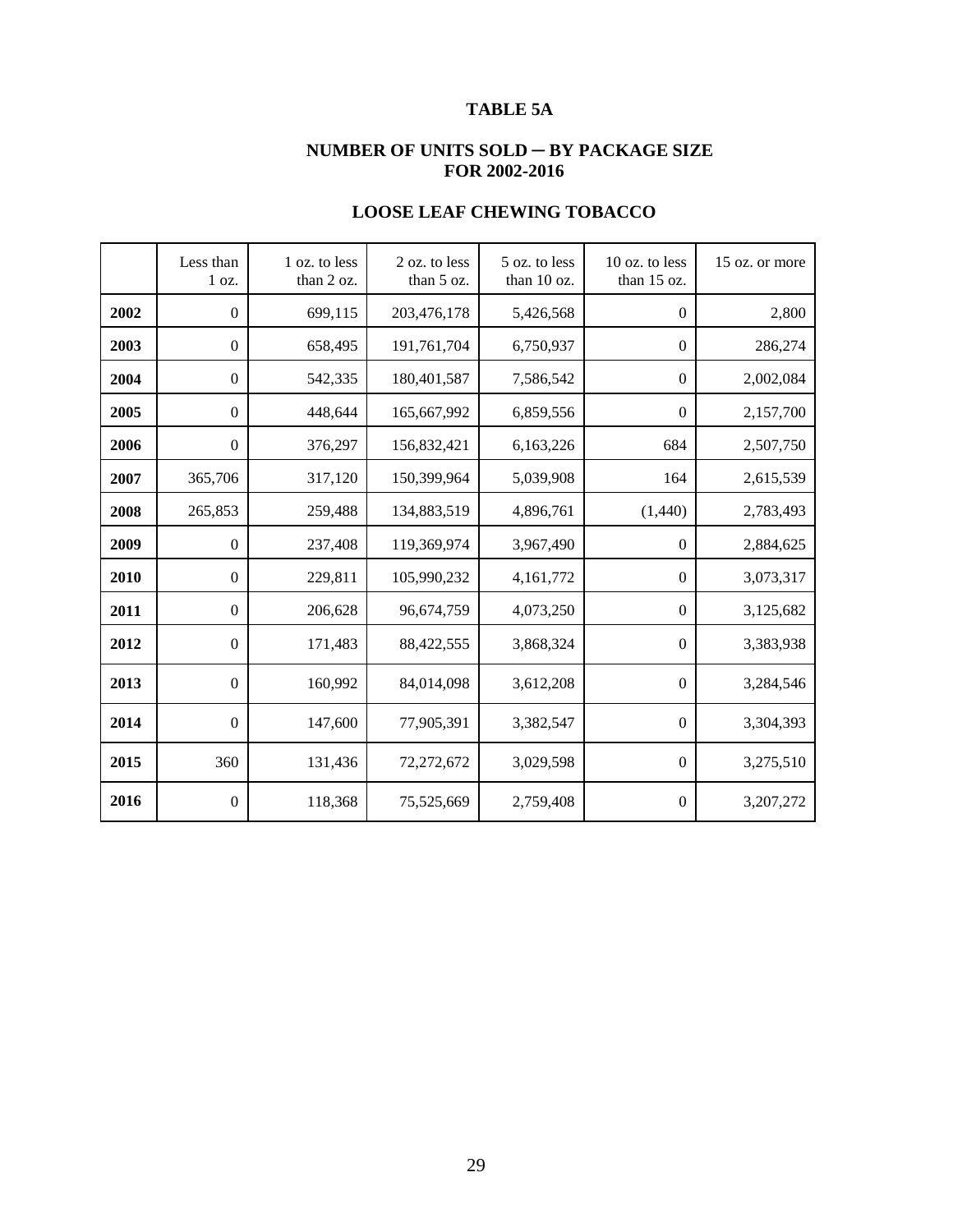# TABLE 5A

## NUMBER OF UNITS SOLD ─ BY PACKAGE SIZE FOR 2002-2016

### LOOSE LEAF CHEWING TOBACCO

| | Less than 1 oz. | 1 oz. to less than 2 oz. | 2 oz. to less than 5 oz. | 5 oz. to less than 10 oz. | 10 oz. to less than 15 oz. | 15 oz. or more |
|---|---|---|---|---|---|---|
| **2002** | 0 | 699,115 | 203,476,178 | 5,426,568 | 0 | 2,800 |
| **2003** | 0 | 658,495 | 191,761,704 | 6,750,937 | 0 | 286,274 |
| **2004** | 0 | 542,335 | 180,401,587 | 7,586,542 | 0 | 2,002,084 |
| **2005** | 0 | 448,644 | 165,667,992 | 6,859,556 | 0 | 2,157,700 |
| **2006** | 0 | 376,297 | 156,832,421 | 6,163,226 | 684 | 2,507,750 |
| **2007** | 365,706 | 317,120 | 150,399,964 | 5,039,908 | 164 | 2,615,539 |
| **2008** | 265,853 | 259,488 | 134,883,519 | 4,896,761 | (1,440) | 2,783,493 |
| **2009** | 0 | 237,408 | 119,369,974 | 3,967,490 | 0 | 2,884,625 |
| **2010** | 0 | 229,811 | 105,990,232 | 4,161,772 | 0 | 3,073,317 |
| **2011** | 0 | 206,628 | 96,674,759 | 4,073,250 | 0 | 3,125,682 |
| **2012** | 0 | 171,483 | 88,422,555 | 3,868,324 | 0 | 3,383,938 |
| **2013** | 0 | 160,992 | 84,014,098 | 3,612,208 | 0 | 3,284,546 |
| **2014** | 0 | 147,600 | 77,905,391 | 3,382,547 | 0 | 3,304,393 |
| **2015** | 360 | 131,436 | 72,272,672 | 3,029,598 | 0 | 3,275,510 |
| **2016** | 0 | 118,368 | 75,525,669 | 2,759,408 | 0 | 3,207,272 |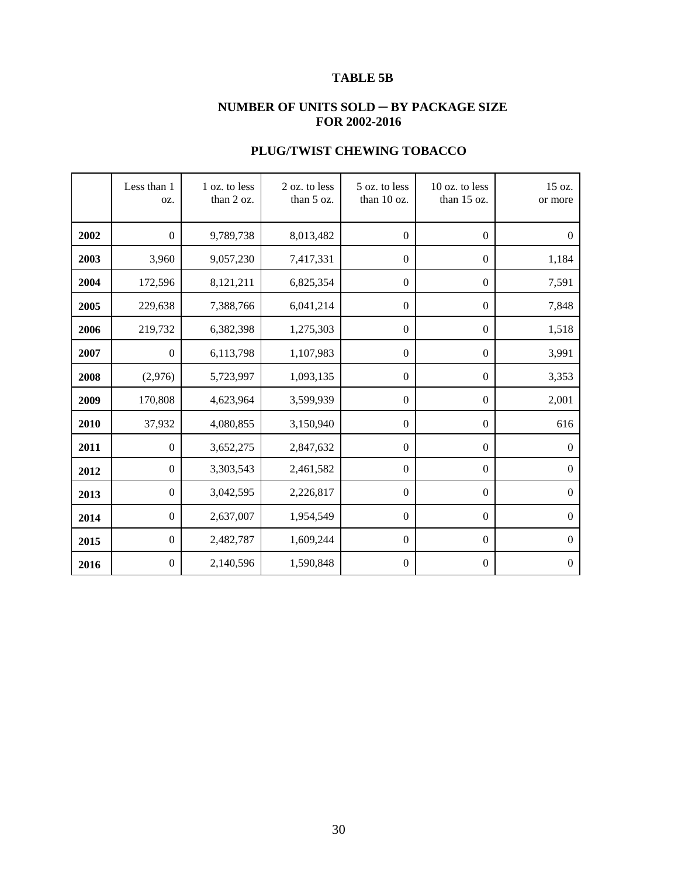### TABLE 5B

### NUMBER OF UNITS SOLD ─ BY PACKAGE SIZE FOR 2002-2016

### PLUG/TWIST CHEWING TOBACCO

| | Less than 1 oz. | 1 oz. to less than 2 oz. | 2 oz. to less than 5 oz. | 5 oz. to less than 10 oz. | 10 oz. to less than 15 oz. | 15 oz. or more |
|---|---|---|---|---|---|---|
| **2002** | 0 | 9,789,738 | 8,013,482 | 0 | 0 | 0 |
| **2003** | 3,960 | 9,057,230 | 7,417,331 | 0 | 0 | 1,184 |
| **2004** | 172,596 | 8,121,211 | 6,825,354 | 0 | 0 | 7,591 |
| **2005** | 229,638 | 7,388,766 | 6,041,214 | 0 | 0 | 7,848 |
| **2006** | 219,732 | 6,382,398 | 1,275,303 | 0 | 0 | 1,518 |
| **2007** | 0 | 6,113,798 | 1,107,983 | 0 | 0 | 3,991 |
| **2008** | (2,976) | 5,723,997 | 1,093,135 | 0 | 0 | 3,353 |
| **2009** | 170,808 | 4,623,964 | 3,599,939 | 0 | 0 | 2,001 |
| **2010** | 37,932 | 4,080,855 | 3,150,940 | 0 | 0 | 616 |
| **2011** | 0 | 3,652,275 | 2,847,632 | 0 | 0 | 0 |
| **2012** | 0 | 3,303,543 | 2,461,582 | 0 | 0 | 0 |
| **2013** | 0 | 3,042,595 | 2,226,817 | 0 | 0 | 0 |
| **2014** | 0 | 2,637,007 | 1,954,549 | 0 | 0 | 0 |
| **2015** | 0 | 2,482,787 | 1,609,244 | 0 | 0 | 0 |
| **2016** | 0 | 2,140,596 | 1,590,848 | 0 | 0 | 0 |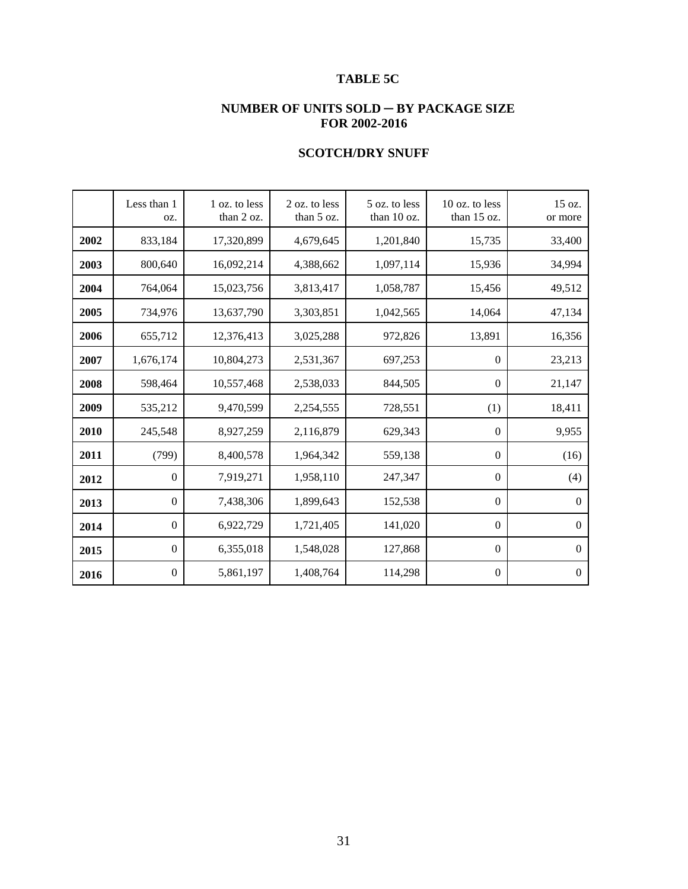# TABLE 5C

## NUMBER OF UNITS SOLD ─ BY PACKAGE SIZE FOR 2002-2016

## SCOTCH/DRY SNUFF

| | Less than 1 oz. | 1 oz. to less than 2 oz. | 2 oz. to less than 5 oz. | 5 oz. to less than 10 oz. | 10 oz. to less than 15 oz. | 15 oz. or more |
|---|---|---|---|---|---|---|
| **2002** | 833,184 | 17,320,899 | 4,679,645 | 1,201,840 | 15,735 | 33,400 |
| **2003** | 800,640 | 16,092,214 | 4,388,662 | 1,097,114 | 15,936 | 34,994 |
| **2004** | 764,064 | 15,023,756 | 3,813,417 | 1,058,787 | 15,456 | 49,512 |
| **2005** | 734,976 | 13,637,790 | 3,303,851 | 1,042,565 | 14,064 | 47,134 |
| **2006** | 655,712 | 12,376,413 | 3,025,288 | 972,826 | 13,891 | 16,356 |
| **2007** | 1,676,174 | 10,804,273 | 2,531,367 | 697,253 | 0 | 23,213 |
| **2008** | 598,464 | 10,557,468 | 2,538,033 | 844,505 | 0 | 21,147 |
| **2009** | 535,212 | 9,470,599 | 2,254,555 | 728,551 | (1) | 18,411 |
| **2010** | 245,548 | 8,927,259 | 2,116,879 | 629,343 | 0 | 9,955 |
| **2011** | (799) | 8,400,578 | 1,964,342 | 559,138 | 0 | (16) |
| **2012** | 0 | 7,919,271 | 1,958,110 | 247,347 | 0 | (4) |
| **2013** | 0 | 7,438,306 | 1,899,643 | 152,538 | 0 | 0 |
| **2014** | 0 | 6,922,729 | 1,721,405 | 141,020 | 0 | 0 |
| **2015** | 0 | 6,355,018 | 1,548,028 | 127,868 | 0 | 0 |
| **2016** | 0 | 5,861,197 | 1,408,764 | 114,298 | 0 | 0 |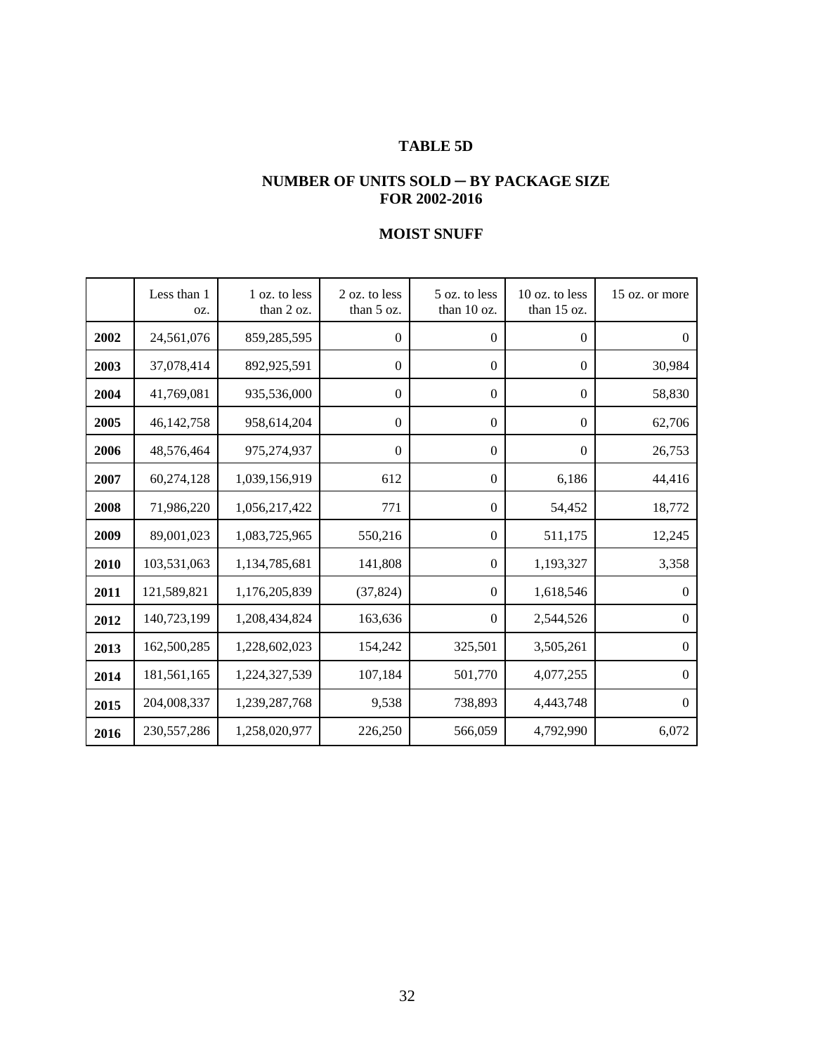# TABLE 5D

## NUMBER OF UNITS SOLD ─ BY PACKAGE SIZE FOR 2002-2016

## MOIST SNUFF

| | Less than 1 oz. | 1 oz. to less than 2 oz. | 2 oz. to less than 5 oz. | 5 oz. to less than 10 oz. | 10 oz. to less than 15 oz. | 15 oz. or more |
|---|---|---|---|---|---|---|
| **2002** | 24,561,076 | 859,285,595 | 0 | 0 | 0 | 0 |
| **2003** | 37,078,414 | 892,925,591 | 0 | 0 | 0 | 30,984 |
| **2004** | 41,769,081 | 935,536,000 | 0 | 0 | 0 | 58,830 |
| **2005** | 46,142,758 | 958,614,204 | 0 | 0 | 0 | 62,706 |
| **2006** | 48,576,464 | 975,274,937 | 0 | 0 | 0 | 26,753 |
| **2007** | 60,274,128 | 1,039,156,919 | 612 | 0 | 6,186 | 44,416 |
| **2008** | 71,986,220 | 1,056,217,422 | 771 | 0 | 54,452 | 18,772 |
| **2009** | 89,001,023 | 1,083,725,965 | 550,216 | 0 | 511,175 | 12,245 |
| **2010** | 103,531,063 | 1,134,785,681 | 141,808 | 0 | 1,193,327 | 3,358 |
| **2011** | 121,589,821 | 1,176,205,839 | (37,824) | 0 | 1,618,546 | 0 |
| **2012** | 140,723,199 | 1,208,434,824 | 163,636 | 0 | 2,544,526 | 0 |
| **2013** | 162,500,285 | 1,228,602,023 | 154,242 | 325,501 | 3,505,261 | 0 |
| **2014** | 181,561,165 | 1,224,327,539 | 107,184 | 501,770 | 4,077,255 | 0 |
| **2015** | 204,008,337 | 1,239,287,768 | 9,538 | 738,893 | 4,443,748 | 0 |
| **2016** | 230,557,286 | 1,258,020,977 | 226,250 | 566,059 | 4,792,990 | 6,072 |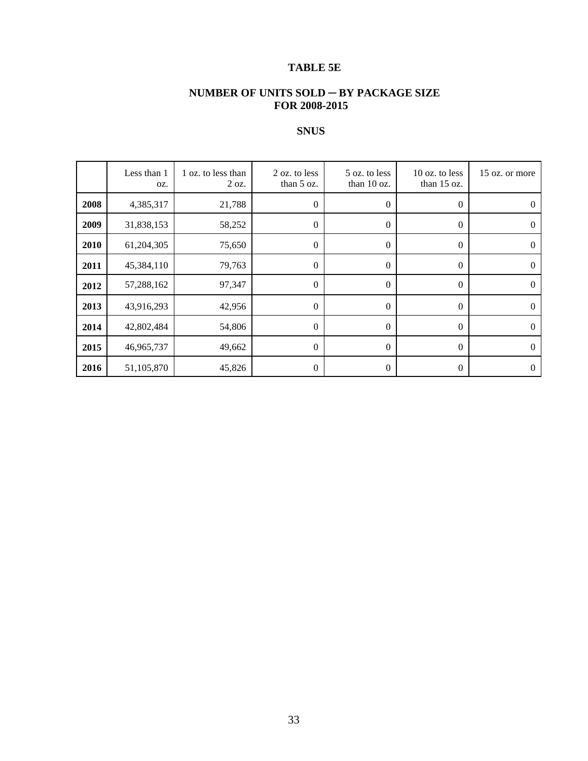**TABLE 5E**

**NUMBER OF UNITS SOLD ─ BY PACKAGE SIZE FOR 2008-2015**

**SNUS**

| | Less than 1 oz. | 1 oz. to less than 2 oz. | 2 oz. to less than 5 oz. | 5 oz. to less than 10 oz. | 10 oz. to less than 15 oz. | 15 oz. or more |
|---|---|---|---|---|---|---|
| **2008** | 4,385,317 | 21,788 | 0 | 0 | 0 | 0 |
| **2009** | 31,838,153 | 58,252 | 0 | 0 | 0 | 0 |
| **2010** | 61,204,305 | 75,650 | 0 | 0 | 0 | 0 |
| **2011** | 45,384,110 | 79,763 | 0 | 0 | 0 | 0 |
| **2012** | 57,288,162 | 97,347 | 0 | 0 | 0 | 0 |
| **2013** | 43,916,293 | 42,956 | 0 | 0 | 0 | 0 |
| **2014** | 42,802,484 | 54,806 | 0 | 0 | 0 | 0 |
| **2015** | 46,965,737 | 49,662 | 0 | 0 | 0 | 0 |
| **2016** | 51,105,870 | 45,826 | 0 | 0 | 0 | 0 |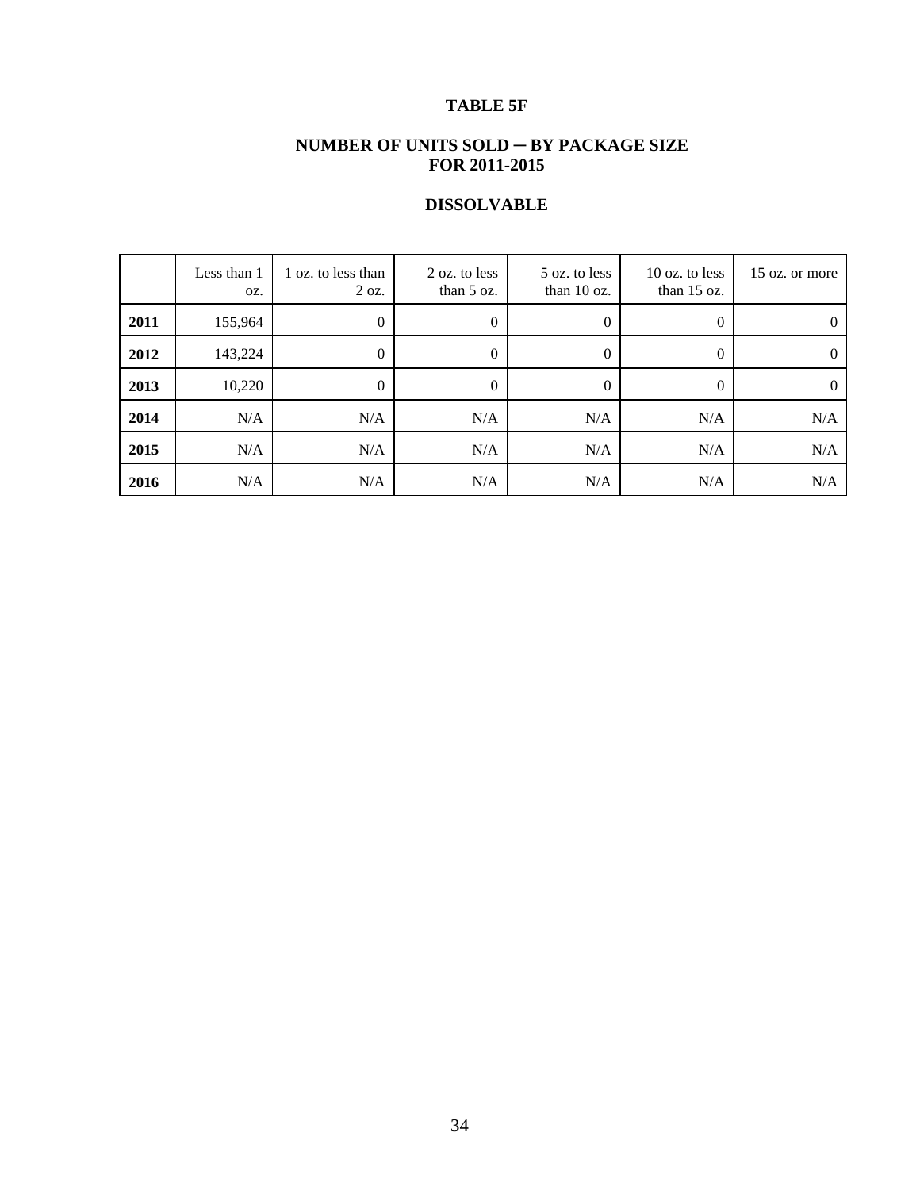# TABLE 5F

## NUMBER OF UNITS SOLD ─ BY PACKAGE SIZE FOR 2011-2015

## DISSOLVABLE

| | Less than 1 oz. | 1 oz. to less than 2 oz. | 2 oz. to less than 5 oz. | 5 oz. to less than 10 oz. | 10 oz. to less than 15 oz. | 15 oz. or more |
|---|---|---|---|---|---|---|
| **2011** | 155,964 | 0 | 0 | 0 | 0 | 0 |
| **2012** | 143,224 | 0 | 0 | 0 | 0 | 0 |
| **2013** | 10,220 | 0 | 0 | 0 | 0 | 0 |
| **2014** | N/A | N/A | N/A | N/A | N/A | N/A |
| **2015** | N/A | N/A | N/A | N/A | N/A | N/A |
| **2016** | N/A | N/A | N/A | N/A | N/A | N/A |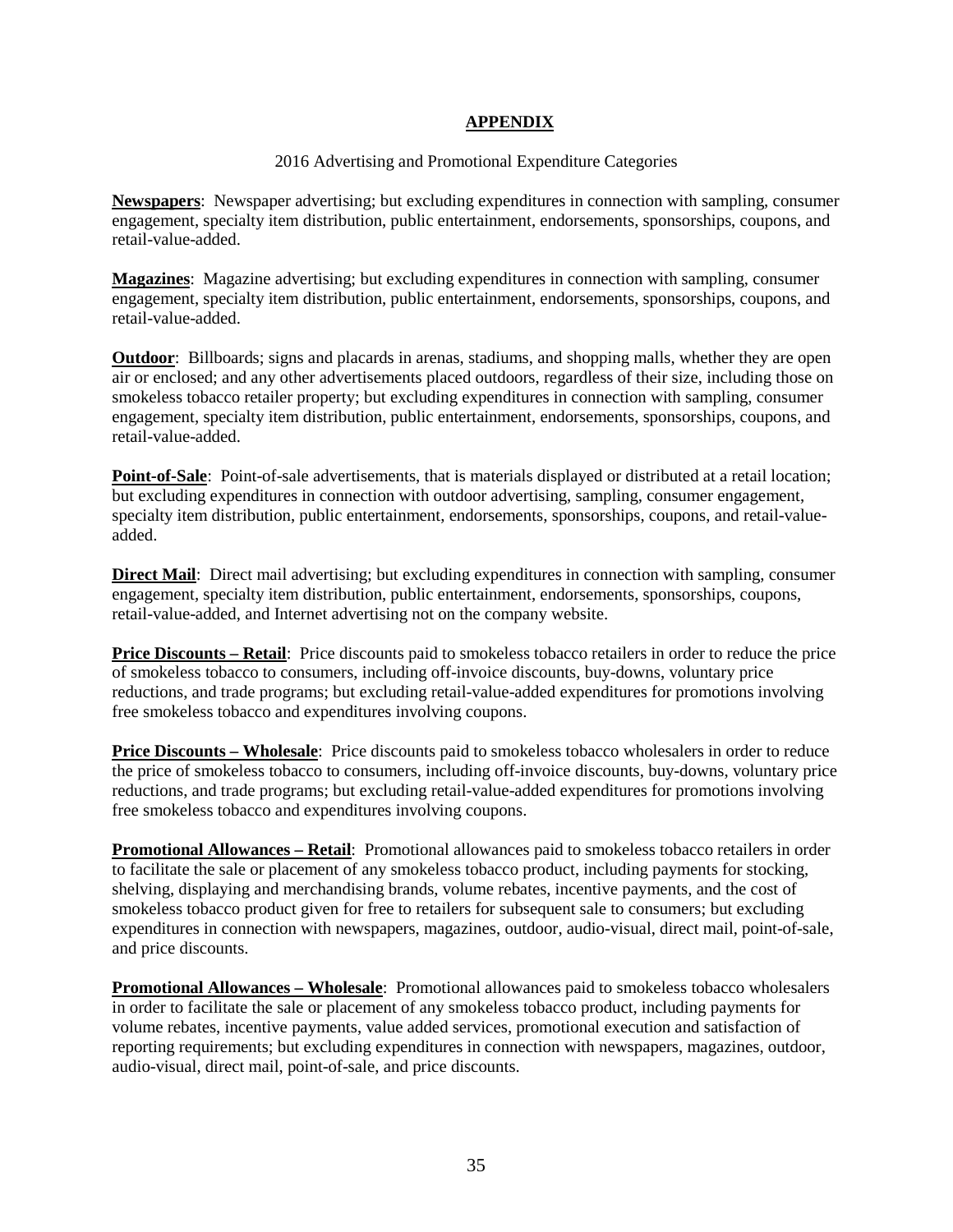# APPENDIX

2016 Advertising and Promotional Expenditure Categories

**Newspapers**: Newspaper advertising; but excluding expenditures in connection with sampling, consumer engagement, specialty item distribution, public entertainment, endorsements, sponsorships, coupons, and retail-value-added.

**Magazines**: Magazine advertising; but excluding expenditures in connection with sampling, consumer engagement, specialty item distribution, public entertainment, endorsements, sponsorships, coupons, and retail-value-added.

**Outdoor**: Billboards; signs and placards in arenas, stadiums, and shopping malls, whether they are open air or enclosed; and any other advertisements placed outdoors, regardless of their size, including those on smokeless tobacco retailer property; but excluding expenditures in connection with sampling, consumer engagement, specialty item distribution, public entertainment, endorsements, sponsorships, coupons, and retail-value-added.

**Point-of-Sale**: Point-of-sale advertisements, that is materials displayed or distributed at a retail location; but excluding expenditures in connection with outdoor advertising, sampling, consumer engagement, specialty item distribution, public entertainment, endorsements, sponsorships, coupons, and retail-value-added.

**Direct Mail**: Direct mail advertising; but excluding expenditures in connection with sampling, consumer engagement, specialty item distribution, public entertainment, endorsements, sponsorships, coupons, retail-value-added, and Internet advertising not on the company website.

**Price Discounts – Retail**: Price discounts paid to smokeless tobacco retailers in order to reduce the price of smokeless tobacco to consumers, including off-invoice discounts, buy-downs, voluntary price reductions, and trade programs; but excluding retail-value-added expenditures for promotions involving free smokeless tobacco and expenditures involving coupons.

**Price Discounts – Wholesale**: Price discounts paid to smokeless tobacco wholesalers in order to reduce the price of smokeless tobacco to consumers, including off-invoice discounts, buy-downs, voluntary price reductions, and trade programs; but excluding retail-value-added expenditures for promotions involving free smokeless tobacco and expenditures involving coupons.

**Promotional Allowances – Retail**: Promotional allowances paid to smokeless tobacco retailers in order to facilitate the sale or placement of any smokeless tobacco product, including payments for stocking, shelving, displaying and merchandising brands, volume rebates, incentive payments, and the cost of smokeless tobacco product given for free to retailers for subsequent sale to consumers; but excluding expenditures in connection with newspapers, magazines, outdoor, audio-visual, direct mail, point-of-sale, and price discounts.

**Promotional Allowances – Wholesale**: Promotional allowances paid to smokeless tobacco wholesalers in order to facilitate the sale or placement of any smokeless tobacco product, including payments for volume rebates, incentive payments, value added services, promotional execution and satisfaction of reporting requirements; but excluding expenditures in connection with newspapers, magazines, outdoor, audio-visual, direct mail, point-of-sale, and price discounts.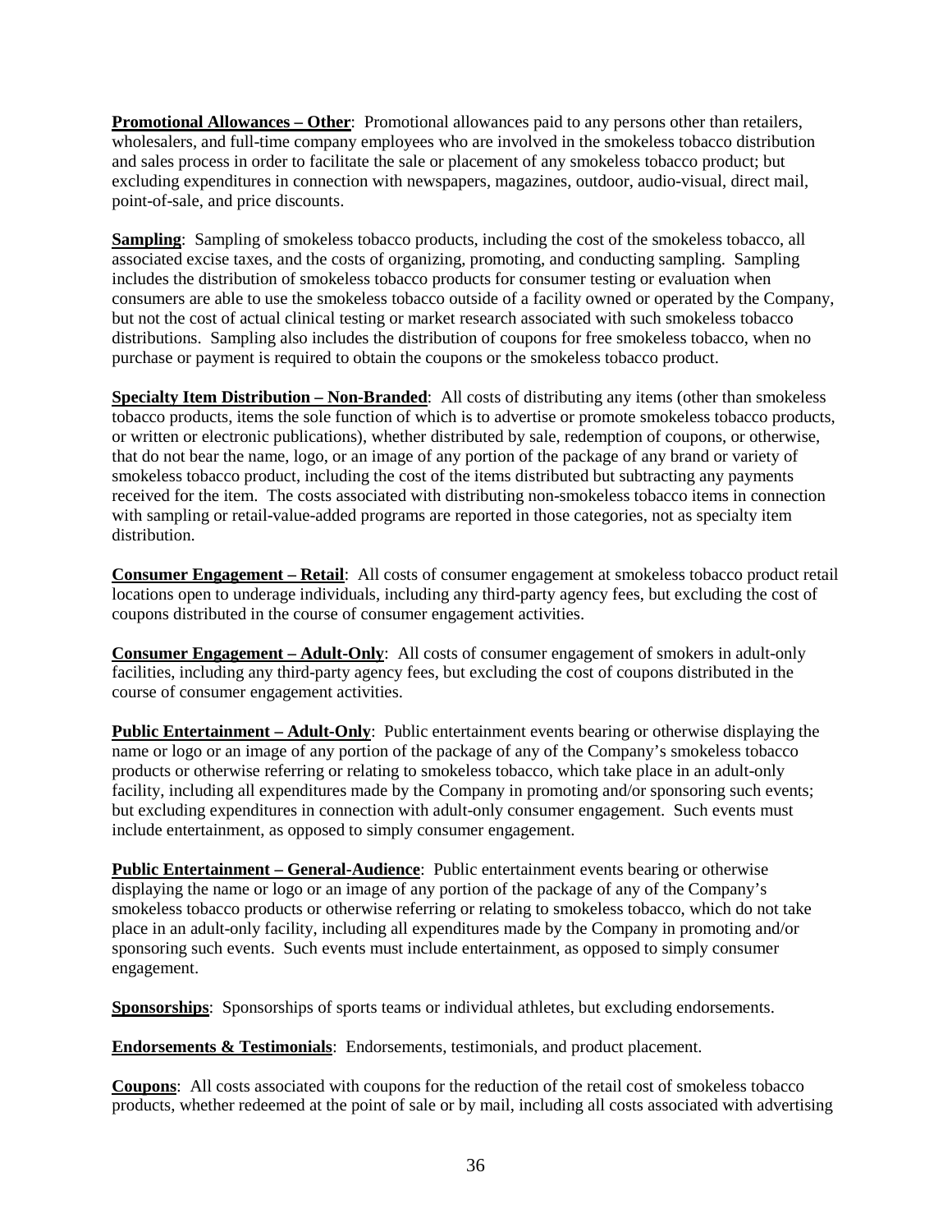**Promotional Allowances – Other**: Promotional allowances paid to any persons other than retailers, wholesalers, and full-time company employees who are involved in the smokeless tobacco distribution and sales process in order to facilitate the sale or placement of any smokeless tobacco product; but excluding expenditures in connection with newspapers, magazines, outdoor, audio-visual, direct mail, point-of-sale, and price discounts.

**Sampling**: Sampling of smokeless tobacco products, including the cost of the smokeless tobacco, all associated excise taxes, and the costs of organizing, promoting, and conducting sampling. Sampling includes the distribution of smokeless tobacco products for consumer testing or evaluation when consumers are able to use the smokeless tobacco outside of a facility owned or operated by the Company, but not the cost of actual clinical testing or market research associated with such smokeless tobacco distributions. Sampling also includes the distribution of coupons for free smokeless tobacco, when no purchase or payment is required to obtain the coupons or the smokeless tobacco product.

**Specialty Item Distribution – Non-Branded**: All costs of distributing any items (other than smokeless tobacco products, items the sole function of which is to advertise or promote smokeless tobacco products, or written or electronic publications), whether distributed by sale, redemption of coupons, or otherwise, that do not bear the name, logo, or an image of any portion of the package of any brand or variety of smokeless tobacco product, including the cost of the items distributed but subtracting any payments received for the item. The costs associated with distributing non-smokeless tobacco items in connection with sampling or retail-value-added programs are reported in those categories, not as specialty item distribution.

**Consumer Engagement – Retail**: All costs of consumer engagement at smokeless tobacco product retail locations open to underage individuals, including any third-party agency fees, but excluding the cost of coupons distributed in the course of consumer engagement activities.

**Consumer Engagement – Adult-Only**: All costs of consumer engagement of smokers in adult-only facilities, including any third-party agency fees, but excluding the cost of coupons distributed in the course of consumer engagement activities.

**Public Entertainment – Adult-Only**: Public entertainment events bearing or otherwise displaying the name or logo or an image of any portion of the package of any of the Company's smokeless tobacco products or otherwise referring or relating to smokeless tobacco, which take place in an adult-only facility, including all expenditures made by the Company in promoting and/or sponsoring such events; but excluding expenditures in connection with adult-only consumer engagement. Such events must include entertainment, as opposed to simply consumer engagement.

**Public Entertainment – General-Audience**: Public entertainment events bearing or otherwise displaying the name or logo or an image of any portion of the package of any of the Company's smokeless tobacco products or otherwise referring or relating to smokeless tobacco, which do not take place in an adult-only facility, including all expenditures made by the Company in promoting and/or sponsoring such events. Such events must include entertainment, as opposed to simply consumer engagement.

**Sponsorships**: Sponsorships of sports teams or individual athletes, but excluding endorsements.

**Endorsements & Testimonials**: Endorsements, testimonials, and product placement.

**Coupons**: All costs associated with coupons for the reduction of the retail cost of smokeless tobacco products, whether redeemed at the point of sale or by mail, including all costs associated with advertising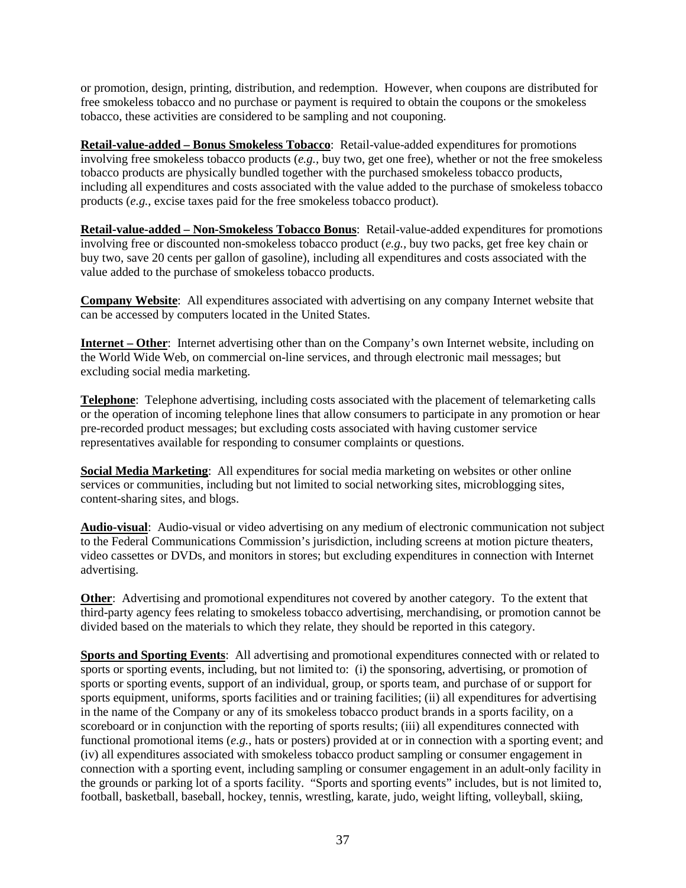or promotion, design, printing, distribution, and redemption. However, when coupons are distributed for free smokeless tobacco and no purchase or payment is required to obtain the coupons or the smokeless tobacco, these activities are considered to be sampling and not couponing.

**Retail-value-added – Bonus Smokeless Tobacco**: Retail-value-added expenditures for promotions involving free smokeless tobacco products (*e.g.*, buy two, get one free), whether or not the free smokeless tobacco products are physically bundled together with the purchased smokeless tobacco products, including all expenditures and costs associated with the value added to the purchase of smokeless tobacco products (*e.g.*, excise taxes paid for the free smokeless tobacco product).

**Retail-value-added – Non-Smokeless Tobacco Bonus**: Retail-value-added expenditures for promotions involving free or discounted non-smokeless tobacco product (*e.g.*, buy two packs, get free key chain or buy two, save 20 cents per gallon of gasoline), including all expenditures and costs associated with the value added to the purchase of smokeless tobacco products.

**Company Website**: All expenditures associated with advertising on any company Internet website that can be accessed by computers located in the United States.

**Internet – Other**: Internet advertising other than on the Company's own Internet website, including on the World Wide Web, on commercial on-line services, and through electronic mail messages; but excluding social media marketing.

**Telephone**: Telephone advertising, including costs associated with the placement of telemarketing calls or the operation of incoming telephone lines that allow consumers to participate in any promotion or hear pre-recorded product messages; but excluding costs associated with having customer service representatives available for responding to consumer complaints or questions.

**Social Media Marketing**: All expenditures for social media marketing on websites or other online services or communities, including but not limited to social networking sites, microblogging sites, content-sharing sites, and blogs.

**Audio-visual**: Audio-visual or video advertising on any medium of electronic communication not subject to the Federal Communications Commission's jurisdiction, including screens at motion picture theaters, video cassettes or DVDs, and monitors in stores; but excluding expenditures in connection with Internet advertising.

**Other**: Advertising and promotional expenditures not covered by another category. To the extent that third-party agency fees relating to smokeless tobacco advertising, merchandising, or promotion cannot be divided based on the materials to which they relate, they should be reported in this category.

**Sports and Sporting Events**: All advertising and promotional expenditures connected with or related to sports or sporting events, including, but not limited to: (i) the sponsoring, advertising, or promotion of sports or sporting events, support of an individual, group, or sports team, and purchase of or support for sports equipment, uniforms, sports facilities and or training facilities; (ii) all expenditures for advertising in the name of the Company or any of its smokeless tobacco product brands in a sports facility, on a scoreboard or in conjunction with the reporting of sports results; (iii) all expenditures connected with functional promotional items (*e.g.*, hats or posters) provided at or in connection with a sporting event; and (iv) all expenditures associated with smokeless tobacco product sampling or consumer engagement in connection with a sporting event, including sampling or consumer engagement in an adult-only facility in the grounds or parking lot of a sports facility. "Sports and sporting events" includes, but is not limited to, football, basketball, baseball, hockey, tennis, wrestling, karate, judo, weight lifting, volleyball, skiing,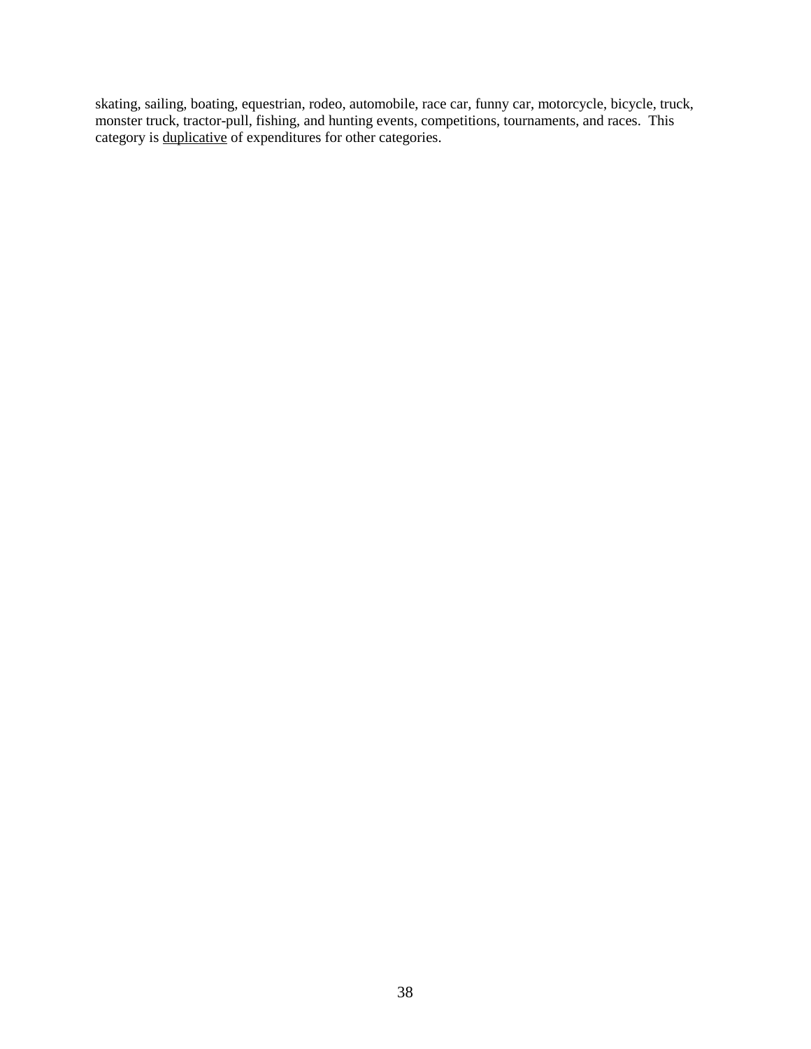skating, sailing, boating, equestrian, rodeo, automobile, race car, funny car, motorcycle, bicycle, truck, monster truck, tractor-pull, fishing, and hunting events, competitions, tournaments, and races. This category is <u>duplicative</u> of expenditures for other categories.